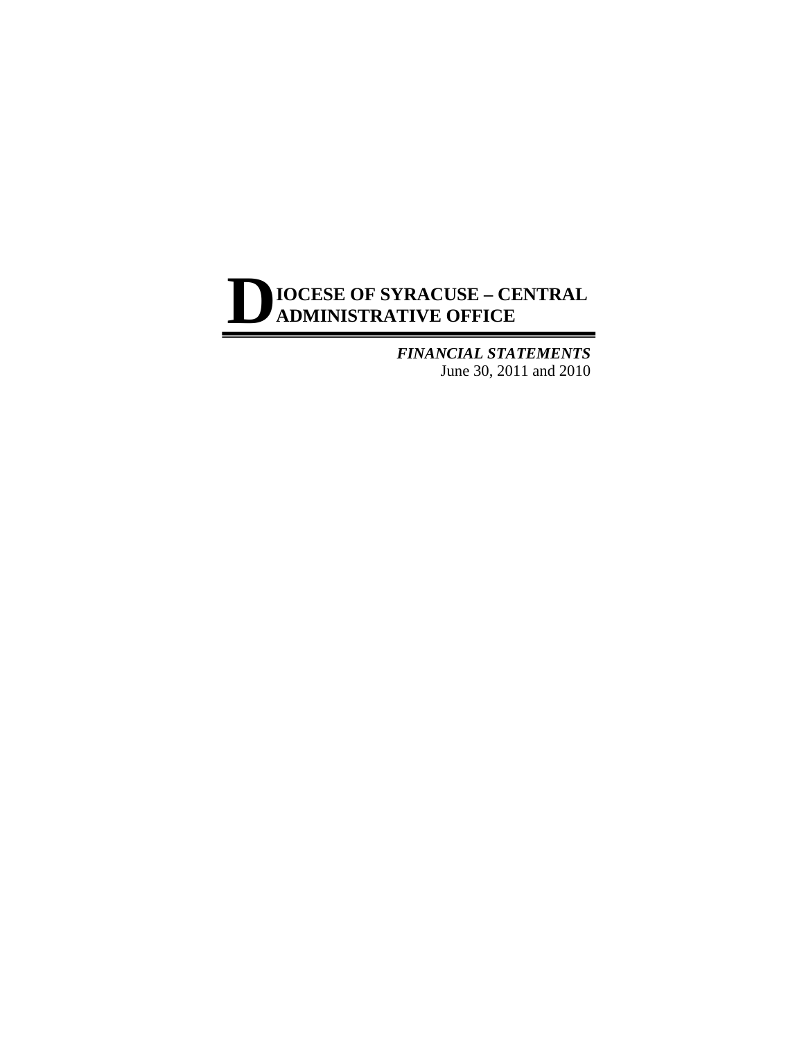# DIOCESE OF SYRACUSE – CENTRAL ADMINISTRATIVE OFFICE

***FINANCIAL STATEMENTS***

June 30, 2011 and 2010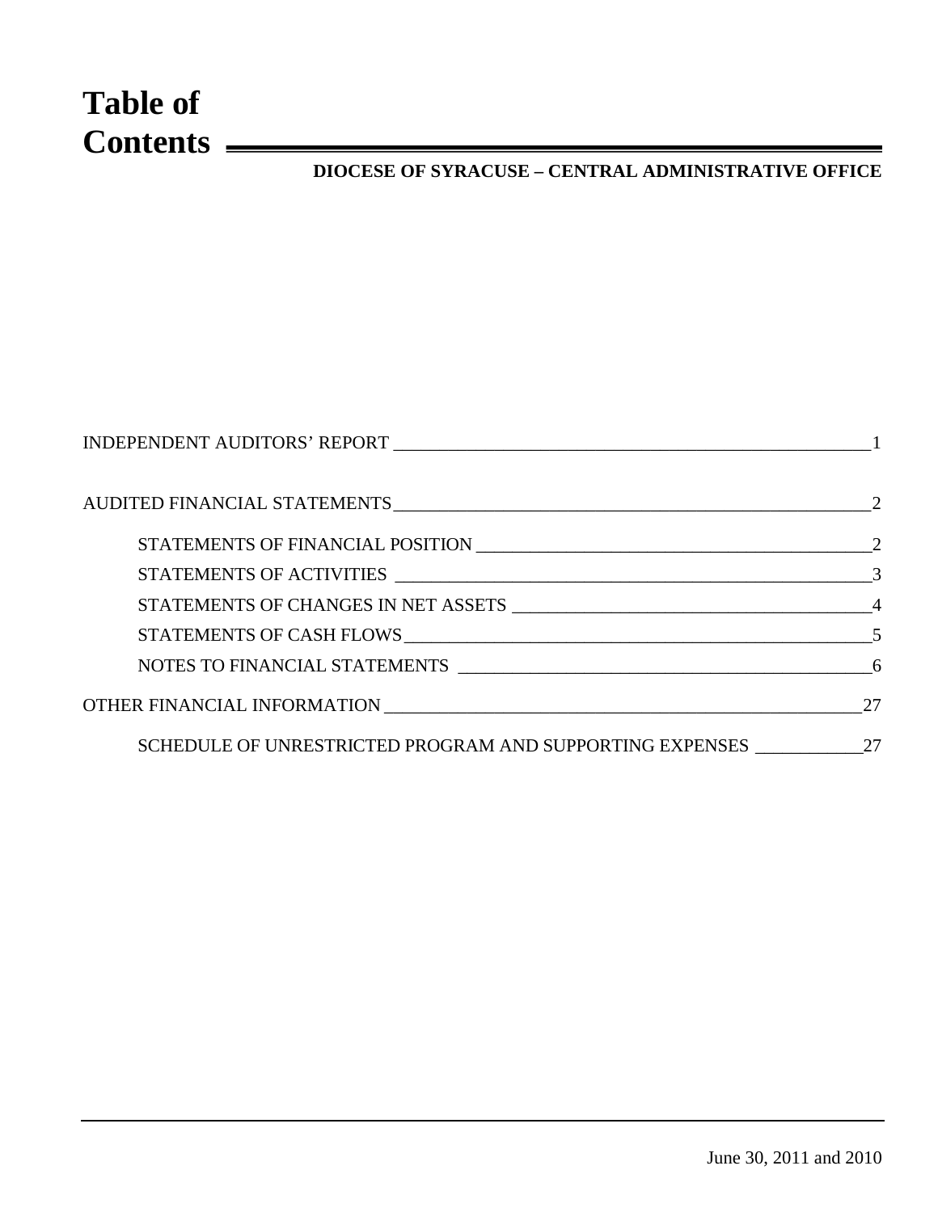# Table of Contents

**DIOCESE OF SYRACUSE – CENTRAL ADMINISTRATIVE OFFICE**

| | |
|---|---|
| INDEPENDENT AUDITORS' REPORT | 1 |
| AUDITED FINANCIAL STATEMENTS | 2 |
| STATEMENTS OF FINANCIAL POSITION | 2 |
| STATEMENTS OF ACTIVITIES | 3 |
| STATEMENTS OF CHANGES IN NET ASSETS | 4 |
| STATEMENTS OF CASH FLOWS | 5 |
| NOTES TO FINANCIAL STATEMENTS | 6 |
| OTHER FINANCIAL INFORMATION | 27 |
| SCHEDULE OF UNRESTRICTED PROGRAM AND SUPPORTING EXPENSES | 27 |

June 30, 2011 and 2010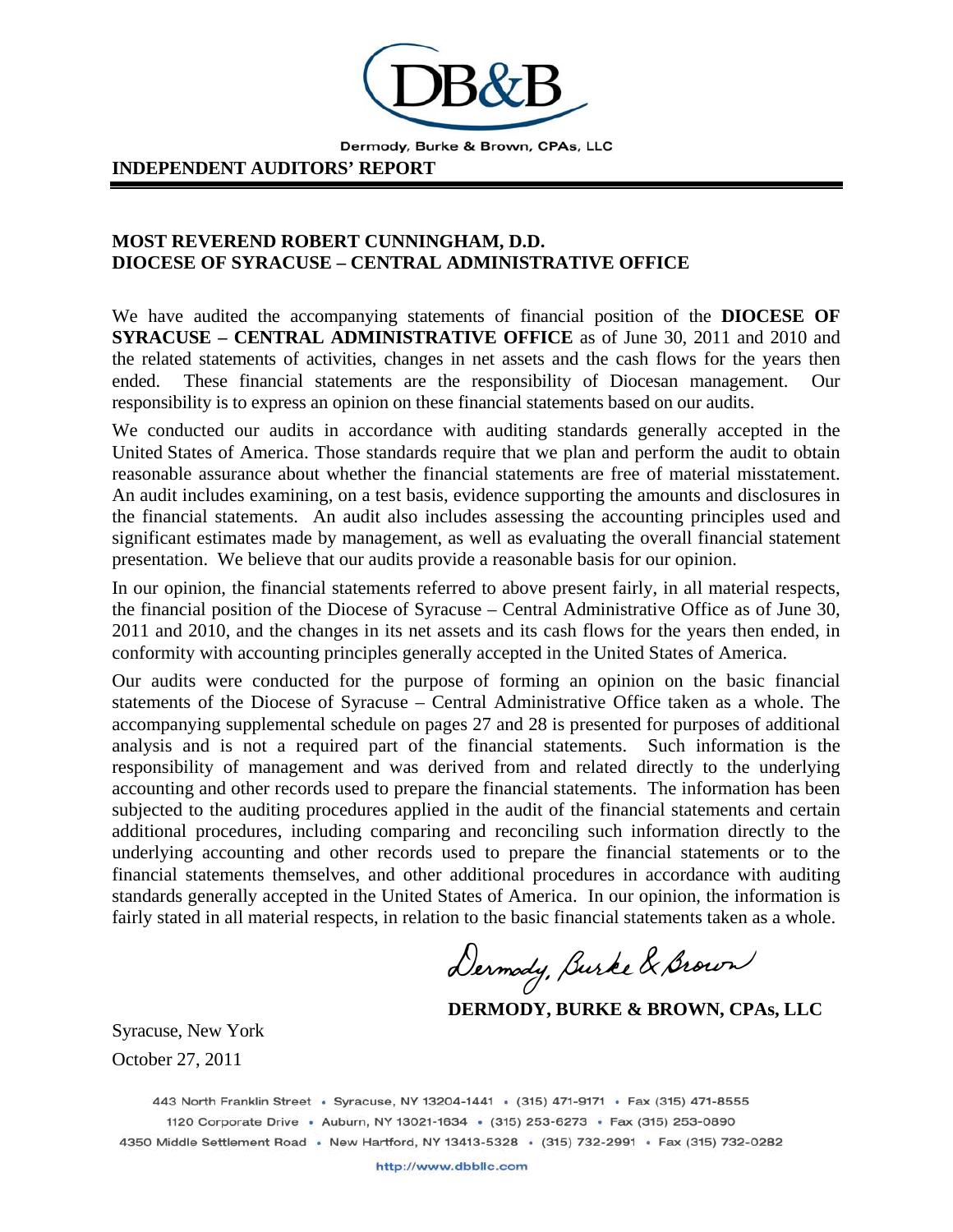Dermody, Burke & Brown, CPAs, LLC

## INDEPENDENT AUDITORS' REPORT

**MOST REVEREND ROBERT CUNNINGHAM, D.D.**
**DIOCESE OF SYRACUSE – CENTRAL ADMINISTRATIVE OFFICE**

We have audited the accompanying statements of financial position of the **DIOCESE OF SYRACUSE – CENTRAL ADMINISTRATIVE OFFICE** as of June 30, 2011 and 2010 and the related statements of activities, changes in net assets and the cash flows for the years then ended. These financial statements are the responsibility of Diocesan management. Our responsibility is to express an opinion on these financial statements based on our audits.

We conducted our audits in accordance with auditing standards generally accepted in the United States of America. Those standards require that we plan and perform the audit to obtain reasonable assurance about whether the financial statements are free of material misstatement. An audit includes examining, on a test basis, evidence supporting the amounts and disclosures in the financial statements. An audit also includes assessing the accounting principles used and significant estimates made by management, as well as evaluating the overall financial statement presentation. We believe that our audits provide a reasonable basis for our opinion.

In our opinion, the financial statements referred to above present fairly, in all material respects, the financial position of the Diocese of Syracuse – Central Administrative Office as of June 30, 2011 and 2010, and the changes in its net assets and its cash flows for the years then ended, in conformity with accounting principles generally accepted in the United States of America.

Our audits were conducted for the purpose of forming an opinion on the basic financial statements of the Diocese of Syracuse – Central Administrative Office taken as a whole. The accompanying supplemental schedule on pages 27 and 28 is presented for purposes of additional analysis and is not a required part of the financial statements. Such information is the responsibility of management and was derived from and related directly to the underlying accounting and other records used to prepare the financial statements. The information has been subjected to the auditing procedures applied in the audit of the financial statements and certain additional procedures, including comparing and reconciling such information directly to the underlying accounting and other records used to prepare the financial statements or to the financial statements themselves, and other additional procedures in accordance with auditing standards generally accepted in the United States of America. In our opinion, the information is fairly stated in all material respects, in relation to the basic financial statements taken as a whole.

*Dermody, Burke & Brown*

**DERMODY, BURKE & BROWN, CPAs, LLC**

Syracuse, New York
October 27, 2011

443 North Franklin Street • Syracuse, NY 13204-1441 • (315) 471-9171 • Fax (315) 471-8555
1120 Corporate Drive • Auburn, NY 13021-1634 • (315) 253-6273 • Fax (315) 253-0890
4350 Middle Settlement Road • New Hartford, NY 13413-5328 • (315) 732-2991 • Fax (315) 732-0282

http://www.dbbllc.com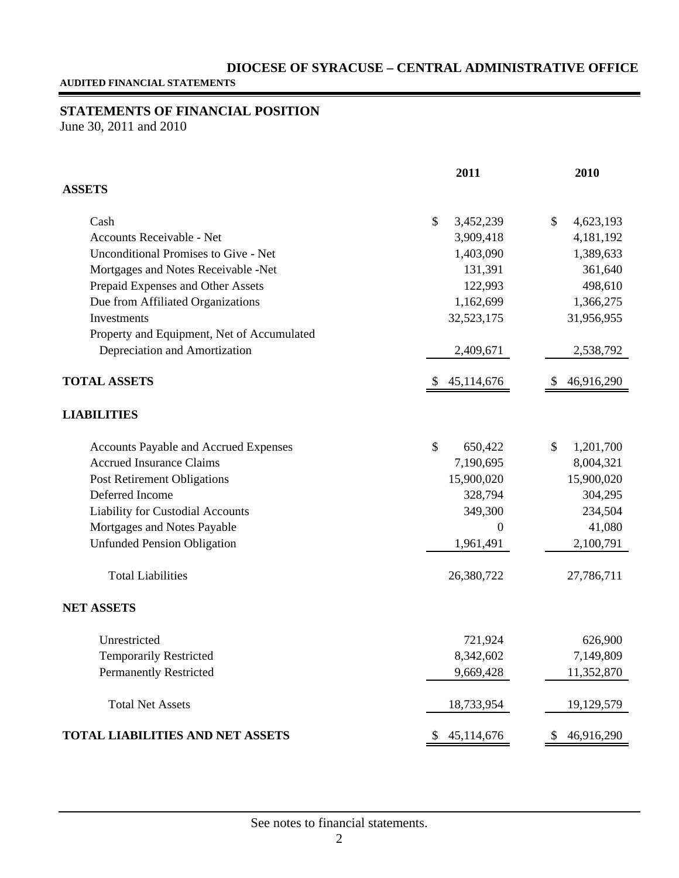# DIOCESE OF SYRACUSE – CENTRAL ADMINISTRATIVE OFFICE

**AUDITED FINANCIAL STATEMENTS**

## STATEMENTS OF FINANCIAL POSITION

June 30, 2011 and 2010

| | 2011 | 2010 |
|---|---|---|
| **ASSETS** | | |
| Cash | $ 3,452,239 | $ 4,623,193 |
| Accounts Receivable - Net | 3,909,418 | 4,181,192 |
| Unconditional Promises to Give - Net | 1,403,090 | 1,389,633 |
| Mortgages and Notes Receivable -Net | 131,391 | 361,640 |
| Prepaid Expenses and Other Assets | 122,993 | 498,610 |
| Due from Affiliated Organizations | 1,162,699 | 1,366,275 |
| Investments | 32,523,175 | 31,956,955 |
| Property and Equipment, Net of Accumulated Depreciation and Amortization | 2,409,671 | 2,538,792 |
| **TOTAL ASSETS** | $ 45,114,676 | $ 46,916,290 |
| **LIABILITIES** | | |
| Accounts Payable and Accrued Expenses | $ 650,422 | $ 1,201,700 |
| Accrued Insurance Claims | 7,190,695 | 8,004,321 |
| Post Retirement Obligations | 15,900,020 | 15,900,020 |
| Deferred Income | 328,794 | 304,295 |
| Liability for Custodial Accounts | 349,300 | 234,504 |
| Mortgages and Notes Payable | 0 | 41,080 |
| Unfunded Pension Obligation | 1,961,491 | 2,100,791 |
| Total Liabilities | 26,380,722 | 27,786,711 |
| **NET ASSETS** | | |
| Unrestricted | 721,924 | 626,900 |
| Temporarily Restricted | 8,342,602 | 7,149,809 |
| Permanently Restricted | 9,669,428 | 11,352,870 |
| Total Net Assets | 18,733,954 | 19,129,579 |
| **TOTAL LIABILITIES AND NET ASSETS** | $ 45,114,676 | $ 46,916,290 |

See notes to financial statements.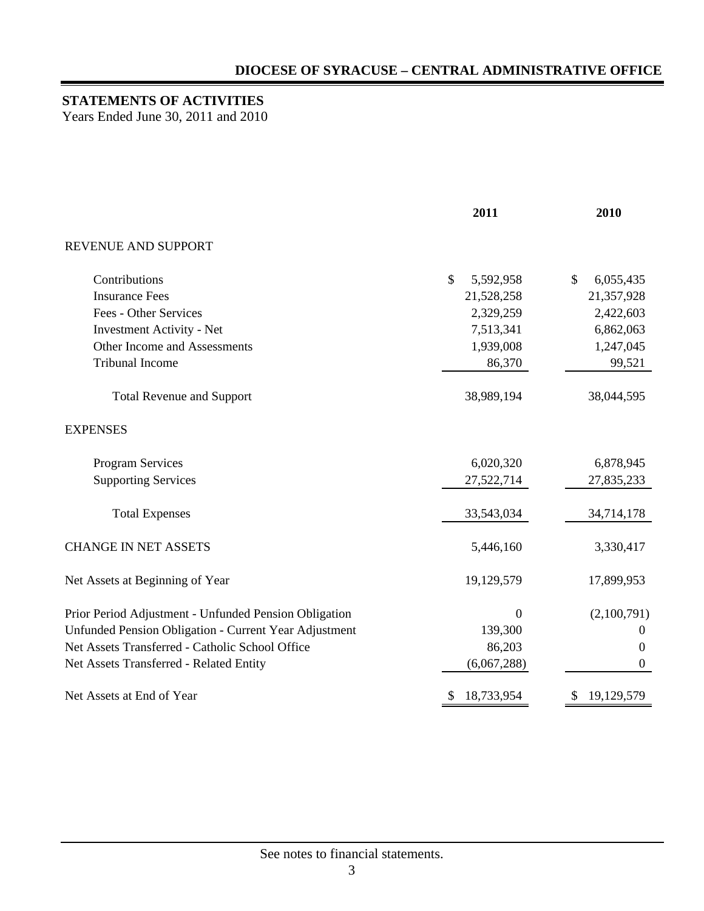## DIOCESE OF SYRACUSE – CENTRAL ADMINISTRATIVE OFFICE

### STATEMENTS OF ACTIVITIES

Years Ended June 30, 2011 and 2010

| | 2011 | 2010 |
|---|---|---|
| REVENUE AND SUPPORT | | |
| Contributions | $ 5,592,958 | $ 6,055,435 |
| Insurance Fees | 21,528,258 | 21,357,928 |
| Fees - Other Services | 2,329,259 | 2,422,603 |
| Investment Activity - Net | 7,513,341 | 6,862,063 |
| Other Income and Assessments | 1,939,008 | 1,247,045 |
| Tribunal Income | 86,370 | 99,521 |
| Total Revenue and Support | 38,989,194 | 38,044,595 |
| EXPENSES | | |
| Program Services | 6,020,320 | 6,878,945 |
| Supporting Services | 27,522,714 | 27,835,233 |
| Total Expenses | 33,543,034 | 34,714,178 |
| CHANGE IN NET ASSETS | 5,446,160 | 3,330,417 |
| Net Assets at Beginning of Year | 19,129,579 | 17,899,953 |
| Prior Period Adjustment - Unfunded Pension Obligation | 0 | (2,100,791) |
| Unfunded Pension Obligation - Current Year Adjustment | 139,300 | 0 |
| Net Assets Transferred - Catholic School Office | 86,203 | 0 |
| Net Assets Transferred - Related Entity | (6,067,288) | 0 |
| Net Assets at End of Year | $ 18,733,954 | $ 19,129,579 |

See notes to financial statements.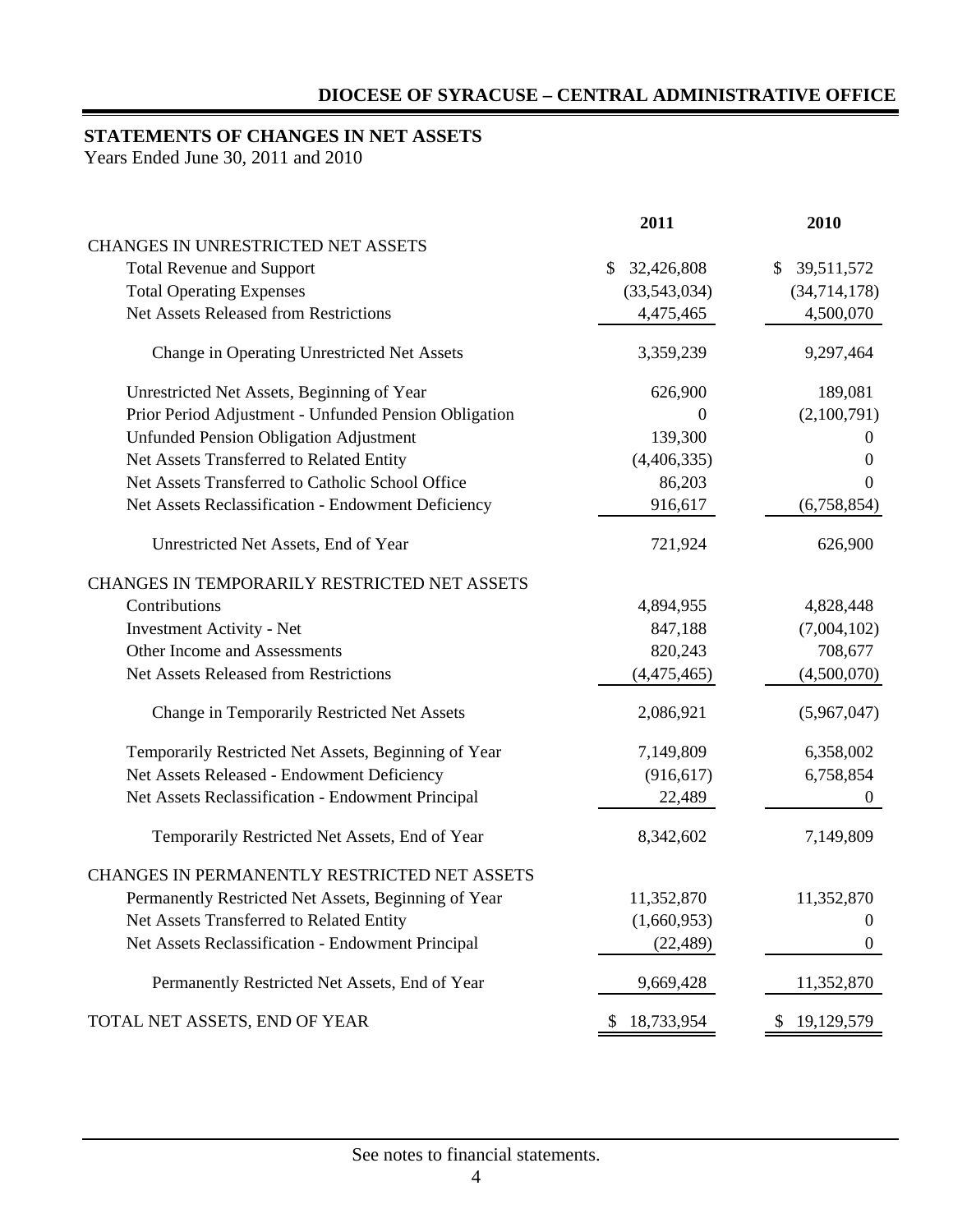## DIOCESE OF SYRACUSE – CENTRAL ADMINISTRATIVE OFFICE

### STATEMENTS OF CHANGES IN NET ASSETS

Years Ended June 30, 2011 and 2010

| | 2011 | 2010 |
|---|---|---|
| CHANGES IN UNRESTRICTED NET ASSETS | | |
| Total Revenue and Support | $ 32,426,808 | $ 39,511,572 |
| Total Operating Expenses | (33,543,034) | (34,714,178) |
| Net Assets Released from Restrictions | 4,475,465 | 4,500,070 |
| Change in Operating Unrestricted Net Assets | 3,359,239 | 9,297,464 |
| Unrestricted Net Assets, Beginning of Year | 626,900 | 189,081 |
| Prior Period Adjustment - Unfunded Pension Obligation | 0 | (2,100,791) |
| Unfunded Pension Obligation Adjustment | 139,300 | 0 |
| Net Assets Transferred to Related Entity | (4,406,335) | 0 |
| Net Assets Transferred to Catholic School Office | 86,203 | 0 |
| Net Assets Reclassification - Endowment Deficiency | 916,617 | (6,758,854) |
| Unrestricted Net Assets, End of Year | 721,924 | 626,900 |
| CHANGES IN TEMPORARILY RESTRICTED NET ASSETS | | |
| Contributions | 4,894,955 | 4,828,448 |
| Investment Activity - Net | 847,188 | (7,004,102) |
| Other Income and Assessments | 820,243 | 708,677 |
| Net Assets Released from Restrictions | (4,475,465) | (4,500,070) |
| Change in Temporarily Restricted Net Assets | 2,086,921 | (5,967,047) |
| Temporarily Restricted Net Assets, Beginning of Year | 7,149,809 | 6,358,002 |
| Net Assets Released - Endowment Deficiency | (916,617) | 6,758,854 |
| Net Assets Reclassification - Endowment Principal | 22,489 | 0 |
| Temporarily Restricted Net Assets, End of Year | 8,342,602 | 7,149,809 |
| CHANGES IN PERMANENTLY RESTRICTED NET ASSETS | | |
| Permanently Restricted Net Assets, Beginning of Year | 11,352,870 | 11,352,870 |
| Net Assets Transferred to Related Entity | (1,660,953) | 0 |
| Net Assets Reclassification - Endowment Principal | (22,489) | 0 |
| Permanently Restricted Net Assets, End of Year | 9,669,428 | 11,352,870 |
| TOTAL NET ASSETS, END OF YEAR | $ 18,733,954 | $ 19,129,579 |

See notes to financial statements.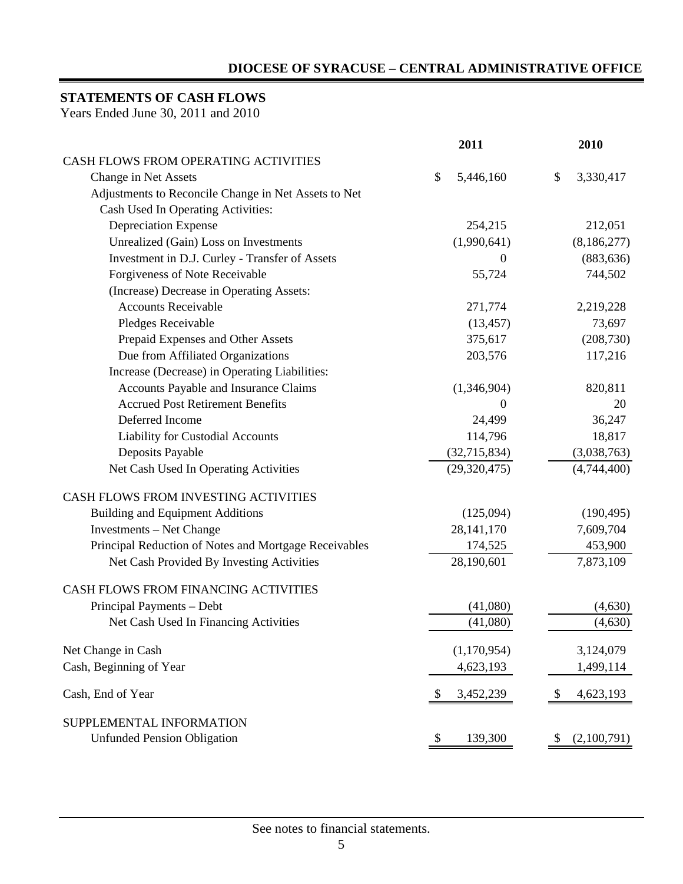## DIOCESE OF SYRACUSE – CENTRAL ADMINISTRATIVE OFFICE

### STATEMENTS OF CASH FLOWS

Years Ended June 30, 2011 and 2010

| | 2011 | 2010 |
|---|---|---|
| CASH FLOWS FROM OPERATING ACTIVITIES | | |
| Change in Net Assets | $ 5,446,160 | $ 3,330,417 |
| Adjustments to Reconcile Change in Net Assets to Net Cash Used In Operating Activities: | | |
| Depreciation Expense | 254,215 | 212,051 |
| Unrealized (Gain) Loss on Investments | (1,990,641) | (8,186,277) |
| Investment in D.J. Curley - Transfer of Assets | 0 | (883,636) |
| Forgiveness of Note Receivable | 55,724 | 744,502 |
| (Increase) Decrease in Operating Assets: | | |
| Accounts Receivable | 271,774 | 2,219,228 |
| Pledges Receivable | (13,457) | 73,697 |
| Prepaid Expenses and Other Assets | 375,617 | (208,730) |
| Due from Affiliated Organizations | 203,576 | 117,216 |
| Increase (Decrease) in Operating Liabilities: | | |
| Accounts Payable and Insurance Claims | (1,346,904) | 820,811 |
| Accrued Post Retirement Benefits | 0 | 20 |
| Deferred Income | 24,499 | 36,247 |
| Liability for Custodial Accounts | 114,796 | 18,817 |
| Deposits Payable | (32,715,834) | (3,038,763) |
| Net Cash Used In Operating Activities | (29,320,475) | (4,744,400) |
| CASH FLOWS FROM INVESTING ACTIVITIES | | |
| Building and Equipment Additions | (125,094) | (190,495) |
| Investments – Net Change | 28,141,170 | 7,609,704 |
| Principal Reduction of Notes and Mortgage Receivables | 174,525 | 453,900 |
| Net Cash Provided By Investing Activities | 28,190,601 | 7,873,109 |
| CASH FLOWS FROM FINANCING ACTIVITIES | | |
| Principal Payments – Debt | (41,080) | (4,630) |
| Net Cash Used In Financing Activities | (41,080) | (4,630) |
| Net Change in Cash | (1,170,954) | 3,124,079 |
| Cash, Beginning of Year | 4,623,193 | 1,499,114 |
| Cash, End of Year | $ 3,452,239 | $ 4,623,193 |
| SUPPLEMENTAL INFORMATION | | |
| Unfunded Pension Obligation | $ 139,300 | $ (2,100,791) |

See notes to financial statements.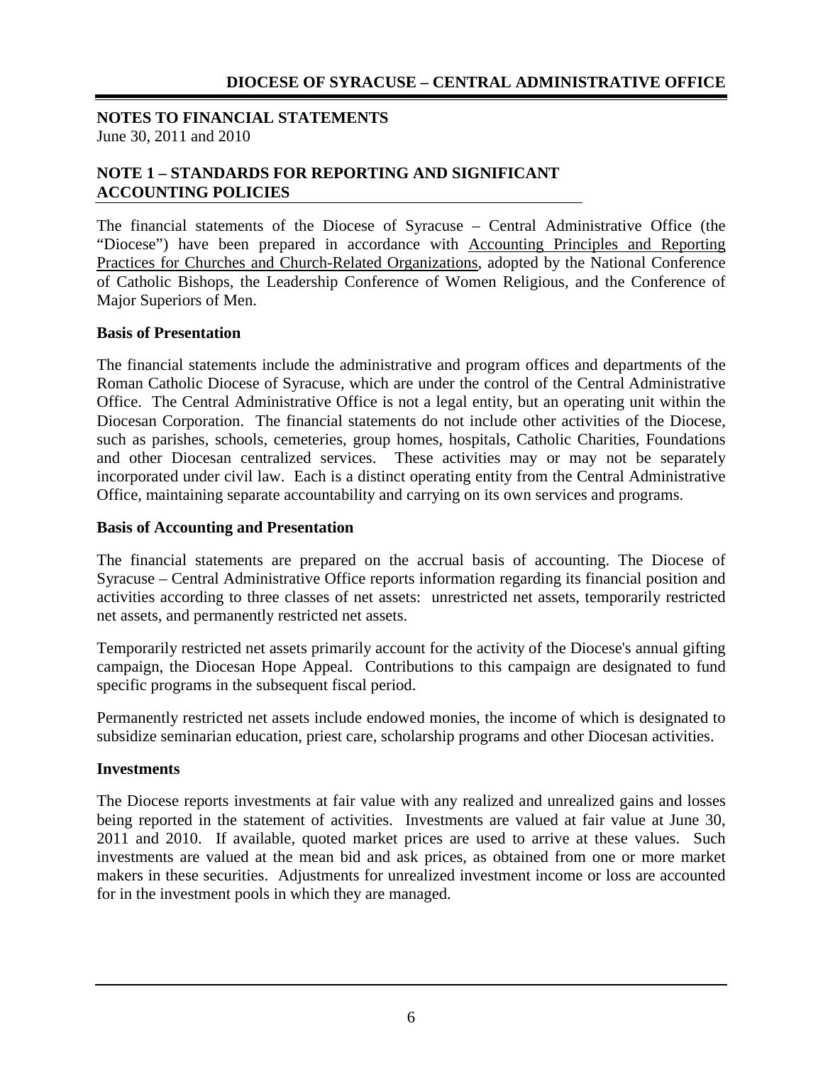## NOTES TO FINANCIAL STATEMENTS

June 30, 2011 and 2010

### NOTE 1 – STANDARDS FOR REPORTING AND SIGNIFICANT ACCOUNTING POLICIES

The financial statements of the Diocese of Syracuse – Central Administrative Office (the "Diocese") have been prepared in accordance with Accounting Principles and Reporting Practices for Churches and Church-Related Organizations, adopted by the National Conference of Catholic Bishops, the Leadership Conference of Women Religious, and the Conference of Major Superiors of Men.

**Basis of Presentation**

The financial statements include the administrative and program offices and departments of the Roman Catholic Diocese of Syracuse, which are under the control of the Central Administrative Office. The Central Administrative Office is not a legal entity, but an operating unit within the Diocesan Corporation. The financial statements do not include other activities of the Diocese, such as parishes, schools, cemeteries, group homes, hospitals, Catholic Charities, Foundations and other Diocesan centralized services. These activities may or may not be separately incorporated under civil law. Each is a distinct operating entity from the Central Administrative Office, maintaining separate accountability and carrying on its own services and programs.

**Basis of Accounting and Presentation**

The financial statements are prepared on the accrual basis of accounting. The Diocese of Syracuse – Central Administrative Office reports information regarding its financial position and activities according to three classes of net assets: unrestricted net assets, temporarily restricted net assets, and permanently restricted net assets.

Temporarily restricted net assets primarily account for the activity of the Diocese's annual gifting campaign, the Diocesan Hope Appeal. Contributions to this campaign are designated to fund specific programs in the subsequent fiscal period.

Permanently restricted net assets include endowed monies, the income of which is designated to subsidize seminarian education, priest care, scholarship programs and other Diocesan activities.

**Investments**

The Diocese reports investments at fair value with any realized and unrealized gains and losses being reported in the statement of activities. Investments are valued at fair value at June 30, 2011 and 2010. If available, quoted market prices are used to arrive at these values. Such investments are valued at the mean bid and ask prices, as obtained from one or more market makers in these securities. Adjustments for unrealized investment income or loss are accounted for in the investment pools in which they are managed.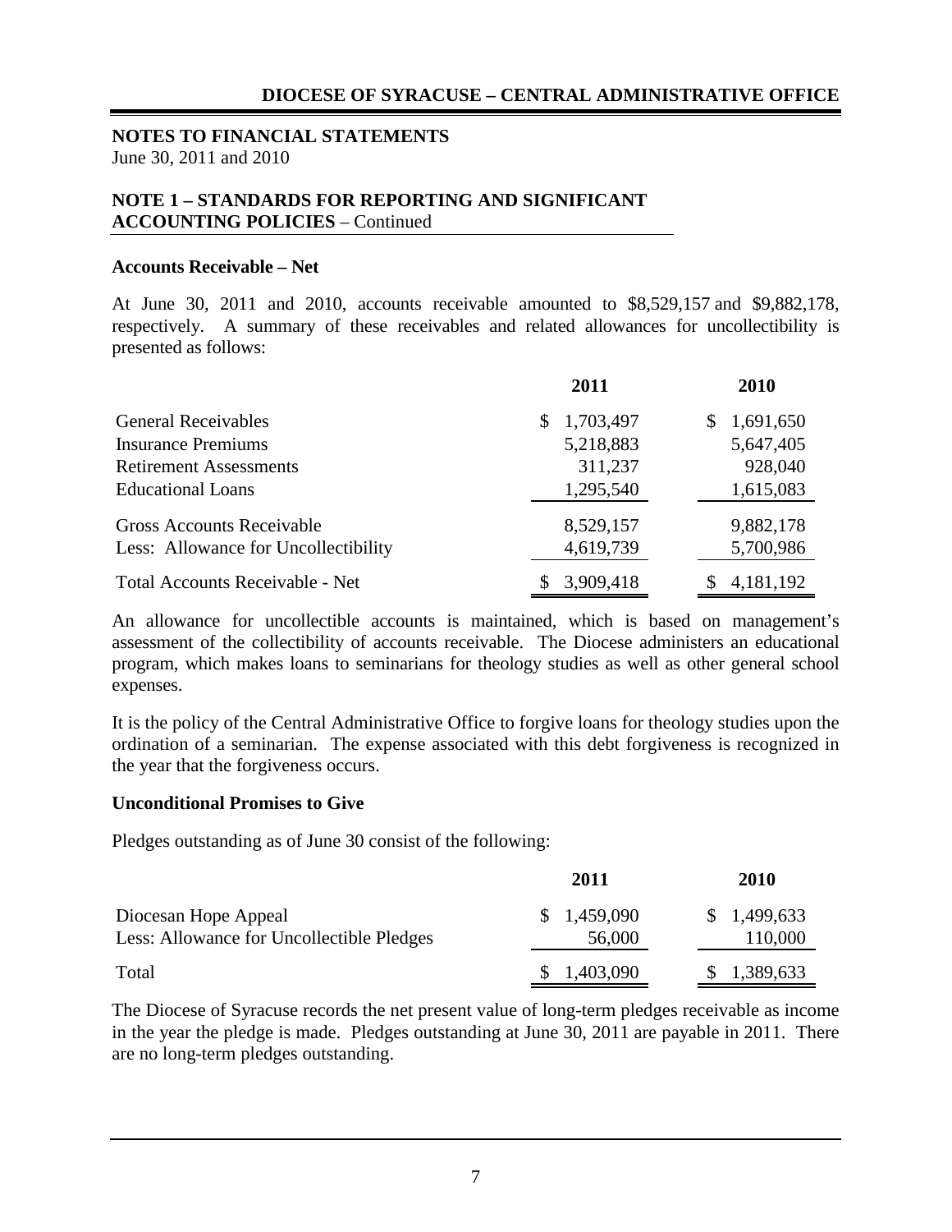**NOTES TO FINANCIAL STATEMENTS**
June 30, 2011 and 2010

## NOTE 1 – STANDARDS FOR REPORTING AND SIGNIFICANT ACCOUNTING POLICIES – Continued

### Accounts Receivable – Net

At June 30, 2011 and 2010, accounts receivable amounted to $8,529,157 and $9,882,178, respectively. A summary of these receivables and related allowances for uncollectibility is presented as follows:

| | 2011 | 2010 |
|---|---|---|
| General Receivables | $ 1,703,497 | $ 1,691,650 |
| Insurance Premiums | 5,218,883 | 5,647,405 |
| Retirement Assessments | 311,237 | 928,040 |
| Educational Loans | 1,295,540 | 1,615,083 |
| Gross Accounts Receivable | 8,529,157 | 9,882,178 |
| Less: Allowance for Uncollectibility | 4,619,739 | 5,700,986 |
| Total Accounts Receivable - Net | $ 3,909,418 | $ 4,181,192 |

An allowance for uncollectible accounts is maintained, which is based on management's assessment of the collectibility of accounts receivable. The Diocese administers an educational program, which makes loans to seminarians for theology studies as well as other general school expenses.

It is the policy of the Central Administrative Office to forgive loans for theology studies upon the ordination of a seminarian. The expense associated with this debt forgiveness is recognized in the year that the forgiveness occurs.

### Unconditional Promises to Give

Pledges outstanding as of June 30 consist of the following:

| | 2011 | 2010 |
|---|---|---|
| Diocesan Hope Appeal | $ 1,459,090 | $ 1,499,633 |
| Less: Allowance for Uncollectible Pledges | 56,000 | 110,000 |
| Total | $ 1,403,090 | $ 1,389,633 |

The Diocese of Syracuse records the net present value of long-term pledges receivable as income in the year the pledge is made. Pledges outstanding at June 30, 2011 are payable in 2011. There are no long-term pledges outstanding.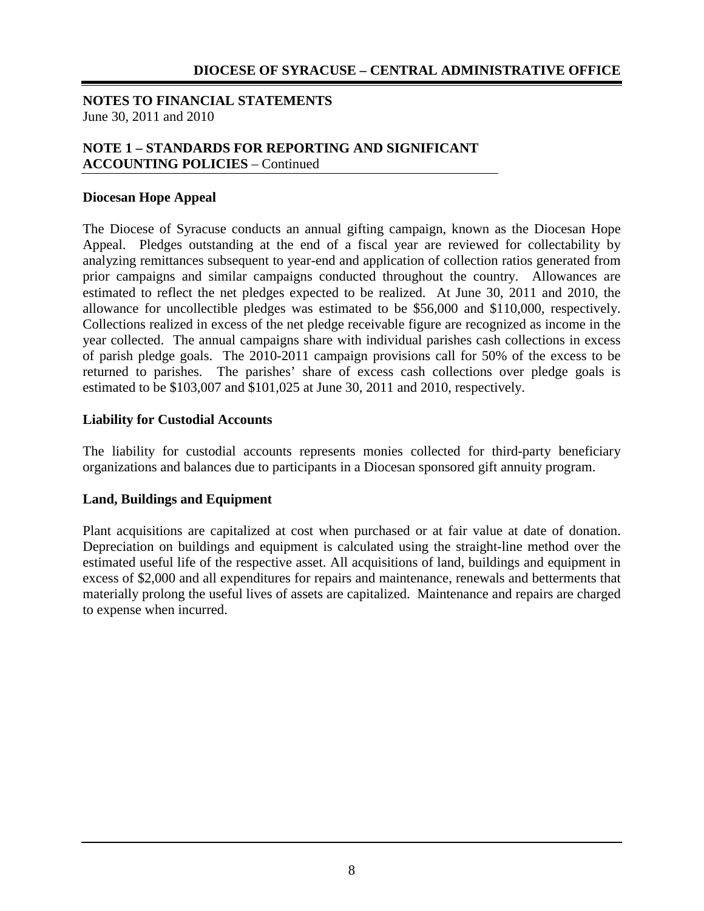**NOTES TO FINANCIAL STATEMENTS**
June 30, 2011 and 2010

## NOTE 1 – STANDARDS FOR REPORTING AND SIGNIFICANT ACCOUNTING POLICIES – Continued

### Diocesan Hope Appeal

The Diocese of Syracuse conducts an annual gifting campaign, known as the Diocesan Hope Appeal. Pledges outstanding at the end of a fiscal year are reviewed for collectability by analyzing remittances subsequent to year-end and application of collection ratios generated from prior campaigns and similar campaigns conducted throughout the country. Allowances are estimated to reflect the net pledges expected to be realized. At June 30, 2011 and 2010, the allowance for uncollectible pledges was estimated to be $56,000 and $110,000, respectively. Collections realized in excess of the net pledge receivable figure are recognized as income in the year collected. The annual campaigns share with individual parishes cash collections in excess of parish pledge goals. The 2010-2011 campaign provisions call for 50% of the excess to be returned to parishes. The parishes' share of excess cash collections over pledge goals is estimated to be $103,007 and $101,025 at June 30, 2011 and 2010, respectively.

### Liability for Custodial Accounts

The liability for custodial accounts represents monies collected for third-party beneficiary organizations and balances due to participants in a Diocesan sponsored gift annuity program.

### Land, Buildings and Equipment

Plant acquisitions are capitalized at cost when purchased or at fair value at date of donation. Depreciation on buildings and equipment is calculated using the straight-line method over the estimated useful life of the respective asset. All acquisitions of land, buildings and equipment in excess of $2,000 and all expenditures for repairs and maintenance, renewals and betterments that materially prolong the useful lives of assets are capitalized. Maintenance and repairs are charged to expense when incurred.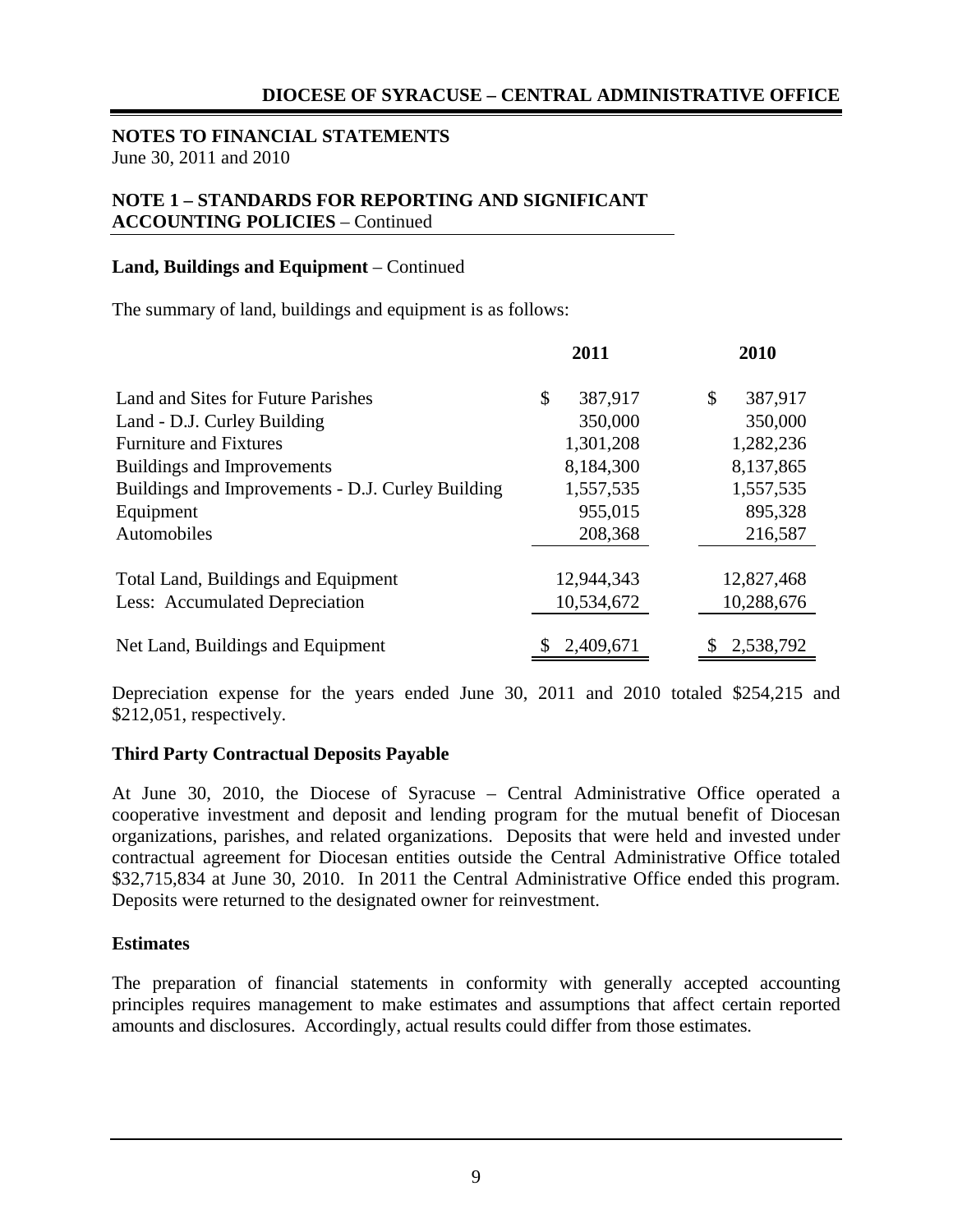**NOTES TO FINANCIAL STATEMENTS**
June 30, 2011 and 2010

## NOTE 1 – STANDARDS FOR REPORTING AND SIGNIFICANT ACCOUNTING POLICIES – Continued

### Land, Buildings and Equipment – Continued

The summary of land, buildings and equipment is as follows:

| | 2011 | 2010 |
|---|---|---|
| Land and Sites for Future Parishes | $ 387,917 | $ 387,917 |
| Land - D.J. Curley Building | 350,000 | 350,000 |
| Furniture and Fixtures | 1,301,208 | 1,282,236 |
| Buildings and Improvements | 8,184,300 | 8,137,865 |
| Buildings and Improvements - D.J. Curley Building | 1,557,535 | 1,557,535 |
| Equipment | 955,015 | 895,328 |
| Automobiles | 208,368 | 216,587 |
| Total Land, Buildings and Equipment | 12,944,343 | 12,827,468 |
| Less: Accumulated Depreciation | 10,534,672 | 10,288,676 |
| Net Land, Buildings and Equipment | $ 2,409,671 | $ 2,538,792 |

Depreciation expense for the years ended June 30, 2011 and 2010 totaled $254,215 and $212,051, respectively.

### Third Party Contractual Deposits Payable

At June 30, 2010, the Diocese of Syracuse – Central Administrative Office operated a cooperative investment and deposit and lending program for the mutual benefit of Diocesan organizations, parishes, and related organizations. Deposits that were held and invested under contractual agreement for Diocesan entities outside the Central Administrative Office totaled $32,715,834 at June 30, 2010. In 2011 the Central Administrative Office ended this program. Deposits were returned to the designated owner for reinvestment.

### Estimates

The preparation of financial statements in conformity with generally accepted accounting principles requires management to make estimates and assumptions that affect certain reported amounts and disclosures. Accordingly, actual results could differ from those estimates.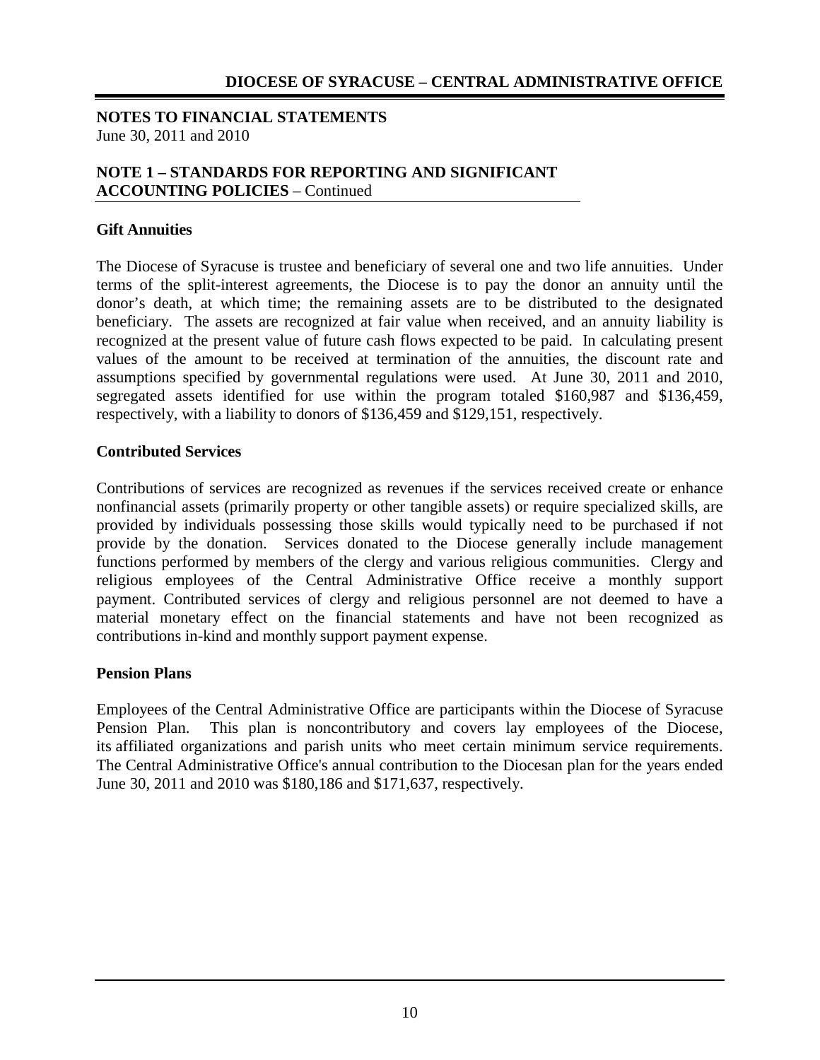**NOTES TO FINANCIAL STATEMENTS**
June 30, 2011 and 2010

**NOTE 1 – STANDARDS FOR REPORTING AND SIGNIFICANT ACCOUNTING POLICIES** – Continued

**Gift Annuities**

The Diocese of Syracuse is trustee and beneficiary of several one and two life annuities. Under terms of the split-interest agreements, the Diocese is to pay the donor an annuity until the donor's death, at which time; the remaining assets are to be distributed to the designated beneficiary. The assets are recognized at fair value when received, and an annuity liability is recognized at the present value of future cash flows expected to be paid. In calculating present values of the amount to be received at termination of the annuities, the discount rate and assumptions specified by governmental regulations were used. At June 30, 2011 and 2010, segregated assets identified for use within the program totaled \$160,987 and \$136,459, respectively, with a liability to donors of \$136,459 and \$129,151, respectively.

**Contributed Services**

Contributions of services are recognized as revenues if the services received create or enhance nonfinancial assets (primarily property or other tangible assets) or require specialized skills, are provided by individuals possessing those skills would typically need to be purchased if not provide by the donation. Services donated to the Diocese generally include management functions performed by members of the clergy and various religious communities. Clergy and religious employees of the Central Administrative Office receive a monthly support payment. Contributed services of clergy and religious personnel are not deemed to have a material monetary effect on the financial statements and have not been recognized as contributions in-kind and monthly support payment expense.

**Pension Plans**

Employees of the Central Administrative Office are participants within the Diocese of Syracuse Pension Plan. This plan is noncontributory and covers lay employees of the Diocese, its affiliated organizations and parish units who meet certain minimum service requirements. The Central Administrative Office's annual contribution to the Diocesan plan for the years ended June 30, 2011 and 2010 was \$180,186 and \$171,637, respectively.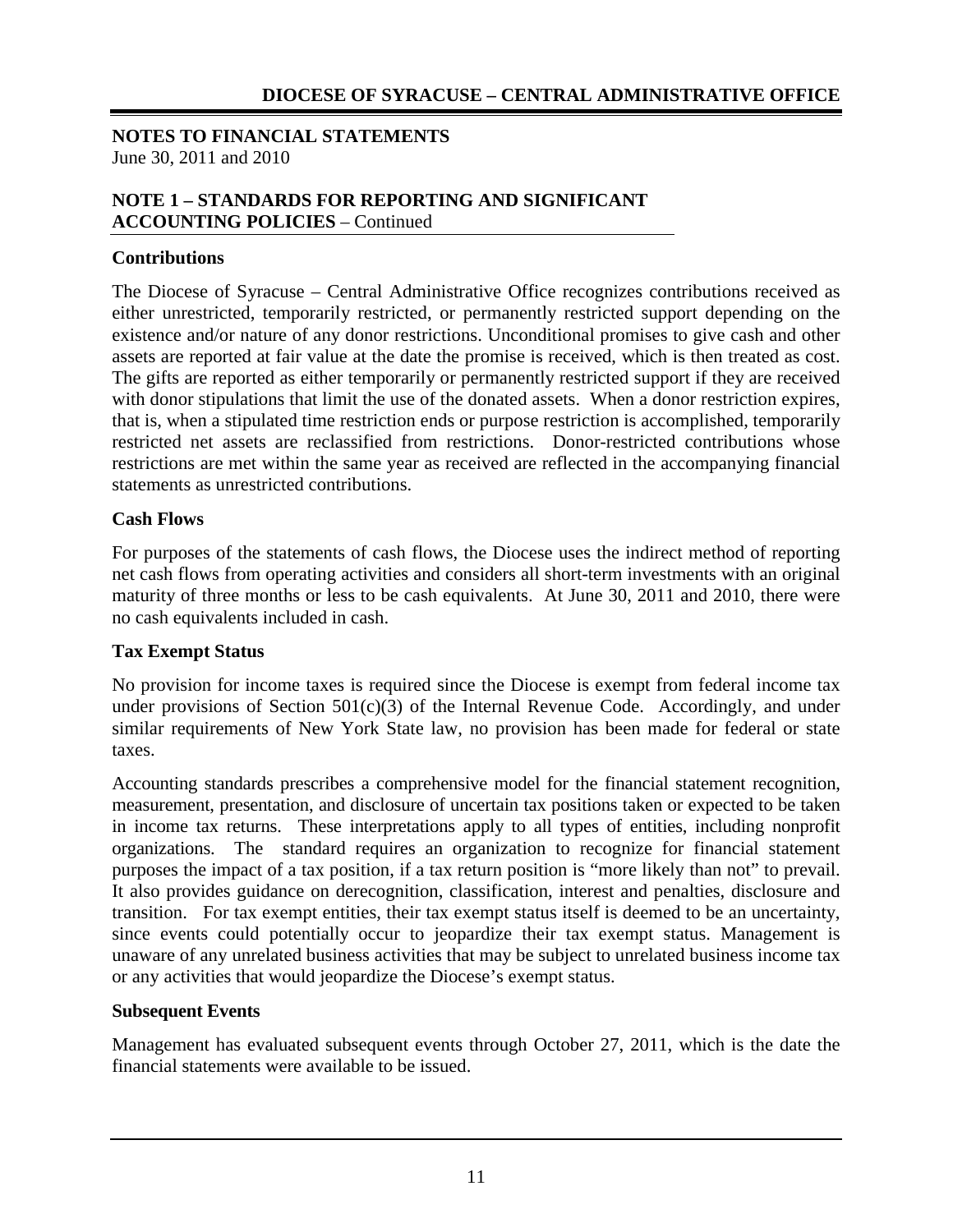## NOTES TO FINANCIAL STATEMENTS

June 30, 2011 and 2010

### NOTE 1 – STANDARDS FOR REPORTING AND SIGNIFICANT ACCOUNTING POLICIES – Continued

**Contributions**

The Diocese of Syracuse – Central Administrative Office recognizes contributions received as either unrestricted, temporarily restricted, or permanently restricted support depending on the existence and/or nature of any donor restrictions. Unconditional promises to give cash and other assets are reported at fair value at the date the promise is received, which is then treated as cost. The gifts are reported as either temporarily or permanently restricted support if they are received with donor stipulations that limit the use of the donated assets. When a donor restriction expires, that is, when a stipulated time restriction ends or purpose restriction is accomplished, temporarily restricted net assets are reclassified from restrictions. Donor-restricted contributions whose restrictions are met within the same year as received are reflected in the accompanying financial statements as unrestricted contributions.

**Cash Flows**

For purposes of the statements of cash flows, the Diocese uses the indirect method of reporting net cash flows from operating activities and considers all short-term investments with an original maturity of three months or less to be cash equivalents. At June 30, 2011 and 2010, there were no cash equivalents included in cash.

**Tax Exempt Status**

No provision for income taxes is required since the Diocese is exempt from federal income tax under provisions of Section 501(c)(3) of the Internal Revenue Code. Accordingly, and under similar requirements of New York State law, no provision has been made for federal or state taxes.

Accounting standards prescribes a comprehensive model for the financial statement recognition, measurement, presentation, and disclosure of uncertain tax positions taken or expected to be taken in income tax returns. These interpretations apply to all types of entities, including nonprofit organizations. The standard requires an organization to recognize for financial statement purposes the impact of a tax position, if a tax return position is "more likely than not" to prevail. It also provides guidance on derecognition, classification, interest and penalties, disclosure and transition. For tax exempt entities, their tax exempt status itself is deemed to be an uncertainty, since events could potentially occur to jeopardize their tax exempt status. Management is unaware of any unrelated business activities that may be subject to unrelated business income tax or any activities that would jeopardize the Diocese's exempt status.

**Subsequent Events**

Management has evaluated subsequent events through October 27, 2011, which is the date the financial statements were available to be issued.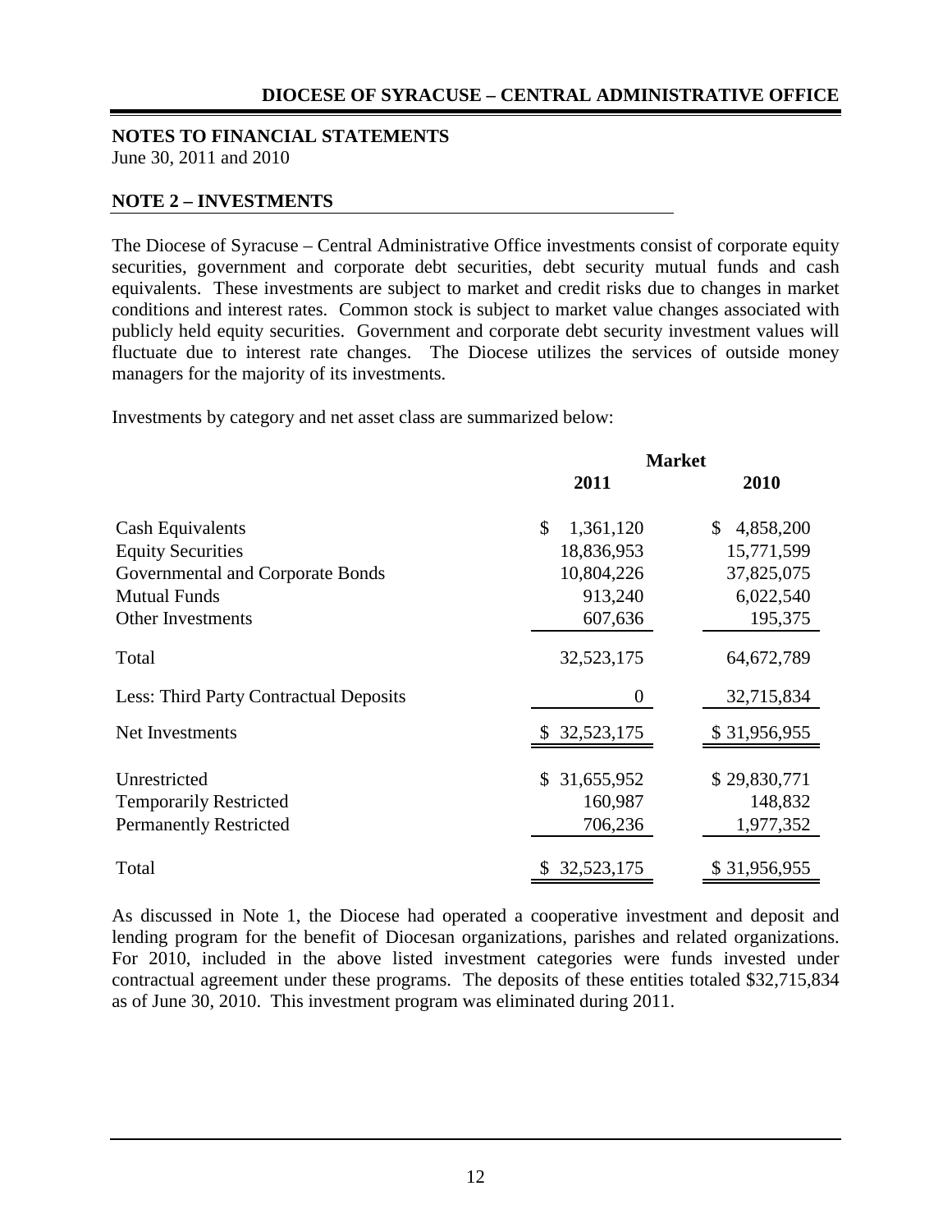**NOTES TO FINANCIAL STATEMENTS**
June 30, 2011 and 2010

## NOTE 2 – INVESTMENTS

The Diocese of Syracuse – Central Administrative Office investments consist of corporate equity securities, government and corporate debt securities, debt security mutual funds and cash equivalents. These investments are subject to market and credit risks due to changes in market conditions and interest rates. Common stock is subject to market value changes associated with publicly held equity securities. Government and corporate debt security investment values will fluctuate due to interest rate changes. The Diocese utilizes the services of outside money managers for the majority of its investments.

Investments by category and net asset class are summarized below:

| | Market | |
|---|---|---|
| | **2011** | **2010** |
| Cash Equivalents | $ 1,361,120 | $ 4,858,200 |
| Equity Securities | 18,836,953 | 15,771,599 |
| Governmental and Corporate Bonds | 10,804,226 | 37,825,075 |
| Mutual Funds | 913,240 | 6,022,540 |
| Other Investments | 607,636 | 195,375 |
| Total | 32,523,175 | 64,672,789 |
| Less: Third Party Contractual Deposits | 0 | 32,715,834 |
| Net Investments | $ 32,523,175 | $ 31,956,955 |
| Unrestricted | $ 31,655,952 | $ 29,830,771 |
| Temporarily Restricted | 160,987 | 148,832 |
| Permanently Restricted | 706,236 | 1,977,352 |
| Total | $ 32,523,175 | $ 31,956,955 |

As discussed in Note 1, the Diocese had operated a cooperative investment and deposit and lending program for the benefit of Diocesan organizations, parishes and related organizations. For 2010, included in the above listed investment categories were funds invested under contractual agreement under these programs. The deposits of these entities totaled $32,715,834 as of June 30, 2010. This investment program was eliminated during 2011.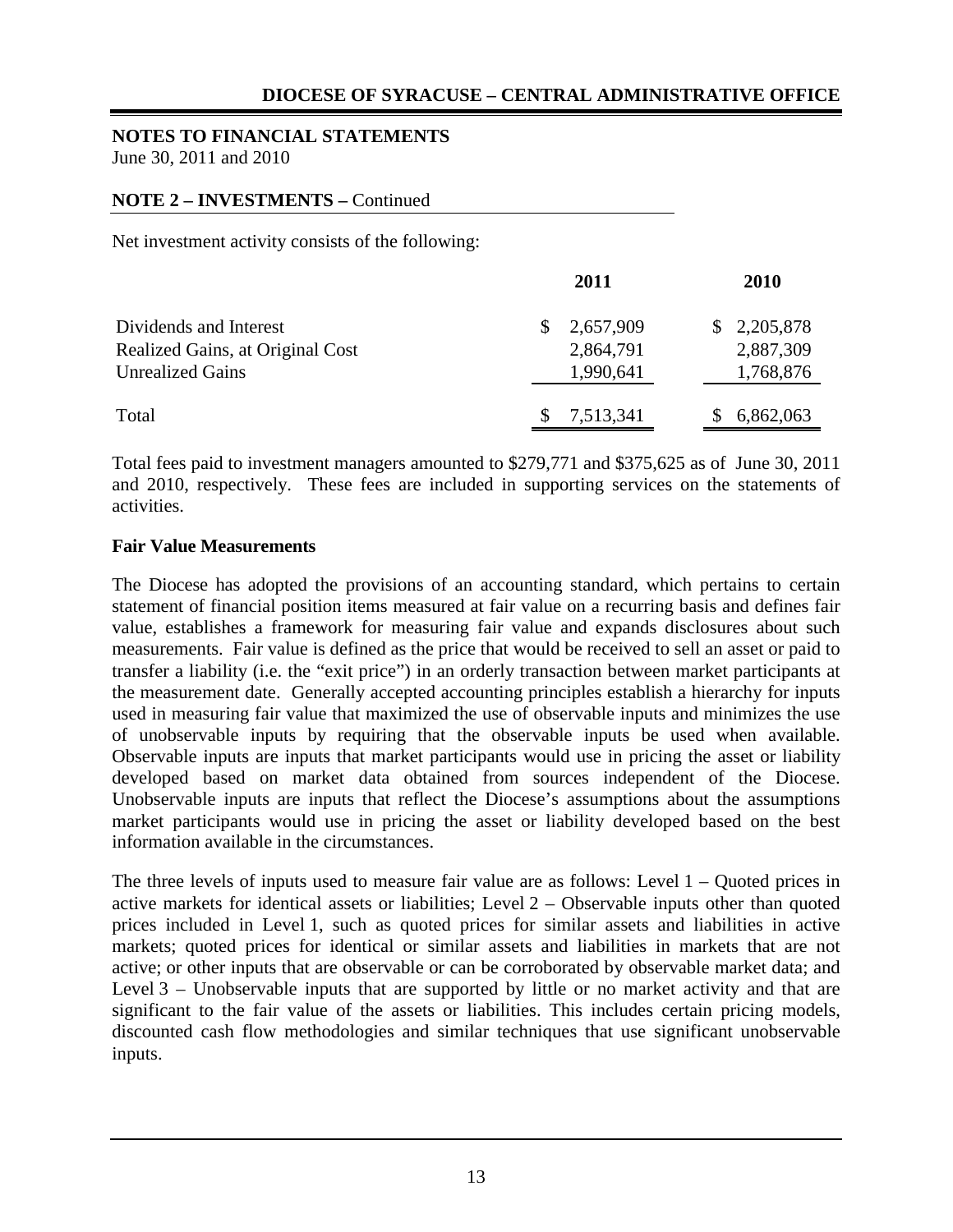**NOTES TO FINANCIAL STATEMENTS**
June 30, 2011 and 2010

**NOTE 2 – INVESTMENTS –** Continued

Net investment activity consists of the following:

| | 2011 | 2010 |
|---|---|---|
| Dividends and Interest | $ 2,657,909 | $ 2,205,878 |
| Realized Gains, at Original Cost | 2,864,791 | 2,887,309 |
| Unrealized Gains | 1,990,641 | 1,768,876 |
| Total | $ 7,513,341 | $ 6,862,063 |

Total fees paid to investment managers amounted to $279,771 and $375,625 as of June 30, 2011 and 2010, respectively. These fees are included in supporting services on the statements of activities.

**Fair Value Measurements**

The Diocese has adopted the provisions of an accounting standard, which pertains to certain statement of financial position items measured at fair value on a recurring basis and defines fair value, establishes a framework for measuring fair value and expands disclosures about such measurements. Fair value is defined as the price that would be received to sell an asset or paid to transfer a liability (i.e. the "exit price") in an orderly transaction between market participants at the measurement date. Generally accepted accounting principles establish a hierarchy for inputs used in measuring fair value that maximized the use of observable inputs and minimizes the use of unobservable inputs by requiring that the observable inputs be used when available. Observable inputs are inputs that market participants would use in pricing the asset or liability developed based on market data obtained from sources independent of the Diocese. Unobservable inputs are inputs that reflect the Diocese's assumptions about the assumptions market participants would use in pricing the asset or liability developed based on the best information available in the circumstances.

The three levels of inputs used to measure fair value are as follows: Level 1 – Quoted prices in active markets for identical assets or liabilities; Level 2 – Observable inputs other than quoted prices included in Level 1, such as quoted prices for similar assets and liabilities in active markets; quoted prices for identical or similar assets and liabilities in markets that are not active; or other inputs that are observable or can be corroborated by observable market data; and Level 3 – Unobservable inputs that are supported by little or no market activity and that are significant to the fair value of the assets or liabilities. This includes certain pricing models, discounted cash flow methodologies and similar techniques that use significant unobservable inputs.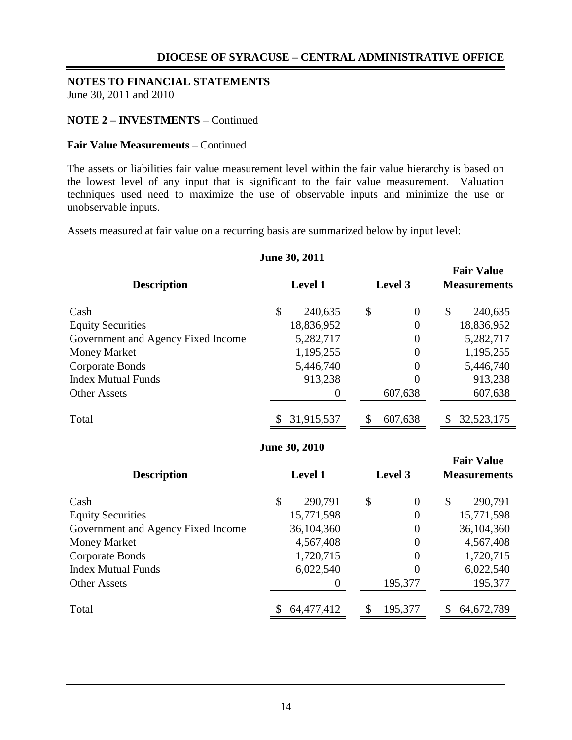**NOTES TO FINANCIAL STATEMENTS**
June 30, 2011 and 2010

**NOTE 2 – INVESTMENTS** – Continued

**Fair Value Measurements** – Continued

The assets or liabilities fair value measurement level within the fair value hierarchy is based on the lowest level of any input that is significant to the fair value measurement. Valuation techniques used need to maximize the use of observable inputs and minimize the use or unobservable inputs.

Assets measured at fair value on a recurring basis are summarized below by input level:

**June 30, 2011**

| Description | Level 1 | Level 3 | Fair Value Measurements |
|---|---|---|---|
| Cash | $ 240,635 | $ 0 | $ 240,635 |
| Equity Securities | 18,836,952 | 0 | 18,836,952 |
| Government and Agency Fixed Income | 5,282,717 | 0 | 5,282,717 |
| Money Market | 1,195,255 | 0 | 1,195,255 |
| Corporate Bonds | 5,446,740 | 0 | 5,446,740 |
| Index Mutual Funds | 913,238 | 0 | 913,238 |
| Other Assets | 0 | 607,638 | 607,638 |
| Total | $ 31,915,537 | $ 607,638 | $ 32,523,175 |

**June 30, 2010**

| Description | Level 1 | Level 3 | Fair Value Measurements |
|---|---|---|---|
| Cash | $ 290,791 | $ 0 | $ 290,791 |
| Equity Securities | 15,771,598 | 0 | 15,771,598 |
| Government and Agency Fixed Income | 36,104,360 | 0 | 36,104,360 |
| Money Market | 4,567,408 | 0 | 4,567,408 |
| Corporate Bonds | 1,720,715 | 0 | 1,720,715 |
| Index Mutual Funds | 6,022,540 | 0 | 6,022,540 |
| Other Assets | 0 | 195,377 | 195,377 |
| Total | $ 64,477,412 | $ 195,377 | $ 64,672,789 |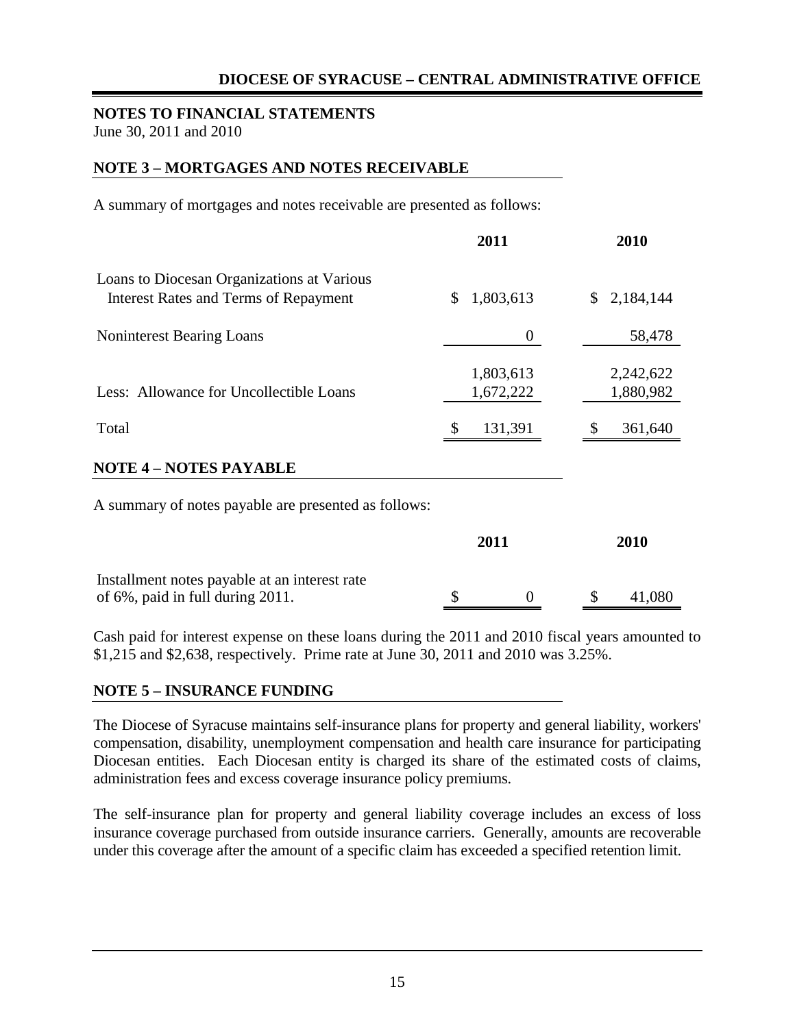## NOTES TO FINANCIAL STATEMENTS

June 30, 2011 and 2010

### NOTE 3 – MORTGAGES AND NOTES RECEIVABLE

A summary of mortgages and notes receivable are presented as follows:

| | 2011 | 2010 |
|---|---|---|
| Loans to Diocesan Organizations at Various Interest Rates and Terms of Repayment | $ 1,803,613 | $ 2,184,144 |
| Noninterest Bearing Loans | 0 | 58,478 |
| | 1,803,613 | 2,242,622 |
| Less: Allowance for Uncollectible Loans | 1,672,222 | 1,880,982 |
| Total | $ 131,391 | $ 361,640 |

### NOTE 4 – NOTES PAYABLE

A summary of notes payable are presented as follows:

| | 2011 | 2010 |
|---|---|---|
| Installment notes payable at an interest rate of 6%, paid in full during 2011. | $ 0 | $ 41,080 |

Cash paid for interest expense on these loans during the 2011 and 2010 fiscal years amounted to $1,215 and $2,638, respectively. Prime rate at June 30, 2011 and 2010 was 3.25%.

### NOTE 5 – INSURANCE FUNDING

The Diocese of Syracuse maintains self-insurance plans for property and general liability, workers' compensation, disability, unemployment compensation and health care insurance for participating Diocesan entities. Each Diocesan entity is charged its share of the estimated costs of claims, administration fees and excess coverage insurance policy premiums.

The self-insurance plan for property and general liability coverage includes an excess of loss insurance coverage purchased from outside insurance carriers. Generally, amounts are recoverable under this coverage after the amount of a specific claim has exceeded a specified retention limit.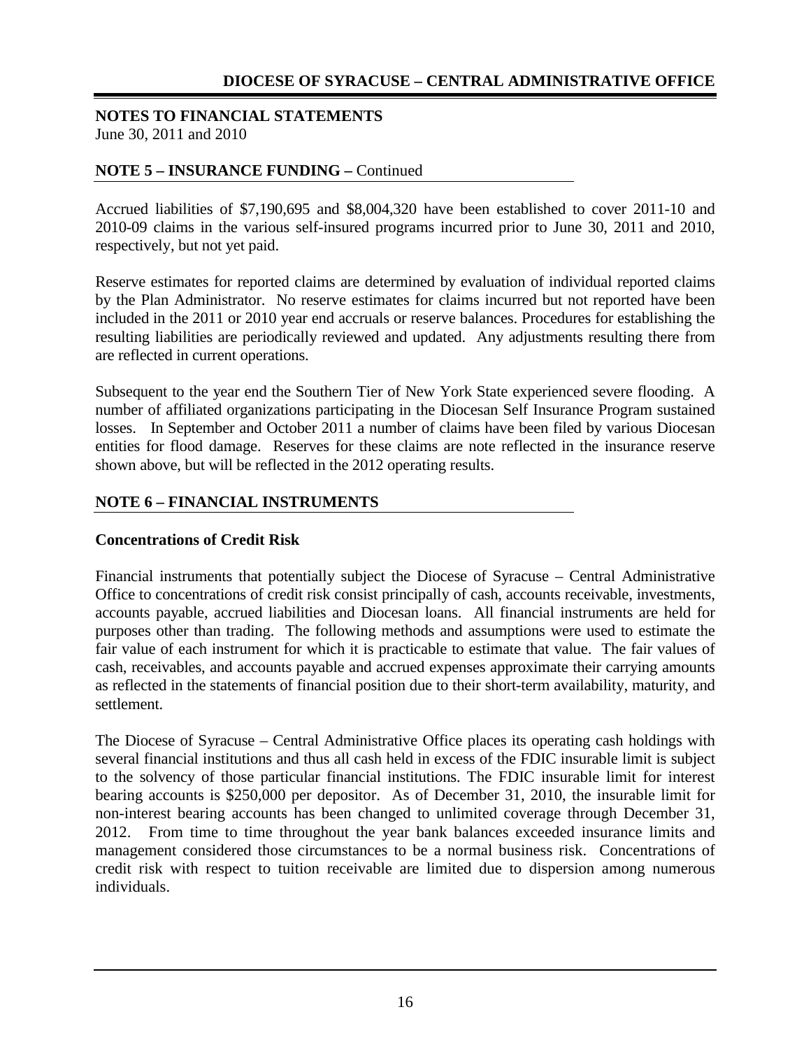**NOTES TO FINANCIAL STATEMENTS**
June 30, 2011 and 2010

## NOTE 5 – INSURANCE FUNDING – Continued

Accrued liabilities of $7,190,695 and $8,004,320 have been established to cover 2011-10 and 2010-09 claims in the various self-insured programs incurred prior to June 30, 2011 and 2010, respectively, but not yet paid.

Reserve estimates for reported claims are determined by evaluation of individual reported claims by the Plan Administrator. No reserve estimates for claims incurred but not reported have been included in the 2011 or 2010 year end accruals or reserve balances. Procedures for establishing the resulting liabilities are periodically reviewed and updated. Any adjustments resulting there from are reflected in current operations.

Subsequent to the year end the Southern Tier of New York State experienced severe flooding. A number of affiliated organizations participating in the Diocesan Self Insurance Program sustained losses. In September and October 2011 a number of claims have been filed by various Diocesan entities for flood damage. Reserves for these claims are note reflected in the insurance reserve shown above, but will be reflected in the 2012 operating results.

## NOTE 6 – FINANCIAL INSTRUMENTS

### Concentrations of Credit Risk

Financial instruments that potentially subject the Diocese of Syracuse – Central Administrative Office to concentrations of credit risk consist principally of cash, accounts receivable, investments, accounts payable, accrued liabilities and Diocesan loans. All financial instruments are held for purposes other than trading. The following methods and assumptions were used to estimate the fair value of each instrument for which it is practicable to estimate that value. The fair values of cash, receivables, and accounts payable and accrued expenses approximate their carrying amounts as reflected in the statements of financial position due to their short-term availability, maturity, and settlement.

The Diocese of Syracuse – Central Administrative Office places its operating cash holdings with several financial institutions and thus all cash held in excess of the FDIC insurable limit is subject to the solvency of those particular financial institutions. The FDIC insurable limit for interest bearing accounts is $250,000 per depositor. As of December 31, 2010, the insurable limit for non-interest bearing accounts has been changed to unlimited coverage through December 31, 2012. From time to time throughout the year bank balances exceeded insurance limits and management considered those circumstances to be a normal business risk. Concentrations of credit risk with respect to tuition receivable are limited due to dispersion among numerous individuals.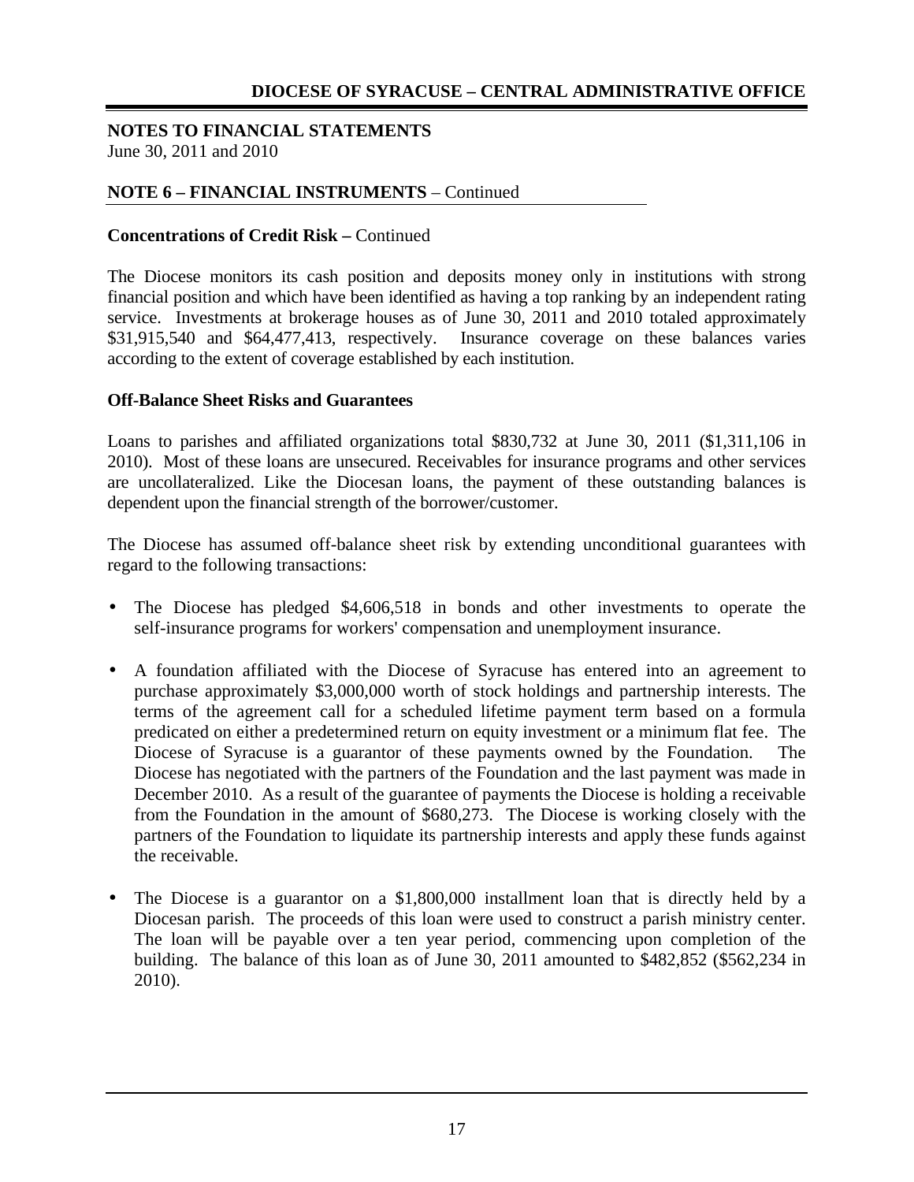## NOTES TO FINANCIAL STATEMENTS

June 30, 2011 and 2010

### NOTE 6 – FINANCIAL INSTRUMENTS – Continued

**Concentrations of Credit Risk –** Continued

The Diocese monitors its cash position and deposits money only in institutions with strong financial position and which have been identified as having a top ranking by an independent rating service. Investments at brokerage houses as of June 30, 2011 and 2010 totaled approximately $31,915,540 and $64,477,413, respectively. Insurance coverage on these balances varies according to the extent of coverage established by each institution.

**Off-Balance Sheet Risks and Guarantees**

Loans to parishes and affiliated organizations total $830,732 at June 30, 2011 ($1,311,106 in 2010). Most of these loans are unsecured. Receivables for insurance programs and other services are uncollateralized. Like the Diocesan loans, the payment of these outstanding balances is dependent upon the financial strength of the borrower/customer.

The Diocese has assumed off-balance sheet risk by extending unconditional guarantees with regard to the following transactions:

- The Diocese has pledged $4,606,518 in bonds and other investments to operate the self-insurance programs for workers' compensation and unemployment insurance.

- A foundation affiliated with the Diocese of Syracuse has entered into an agreement to purchase approximately $3,000,000 worth of stock holdings and partnership interests. The terms of the agreement call for a scheduled lifetime payment term based on a formula predicated on either a predetermined return on equity investment or a minimum flat fee. The Diocese of Syracuse is a guarantor of these payments owned by the Foundation. The Diocese has negotiated with the partners of the Foundation and the last payment was made in December 2010. As a result of the guarantee of payments the Diocese is holding a receivable from the Foundation in the amount of $680,273. The Diocese is working closely with the partners of the Foundation to liquidate its partnership interests and apply these funds against the receivable.

- The Diocese is a guarantor on a $1,800,000 installment loan that is directly held by a Diocesan parish. The proceeds of this loan were used to construct a parish ministry center. The loan will be payable over a ten year period, commencing upon completion of the building. The balance of this loan as of June 30, 2011 amounted to $482,852 ($562,234 in 2010).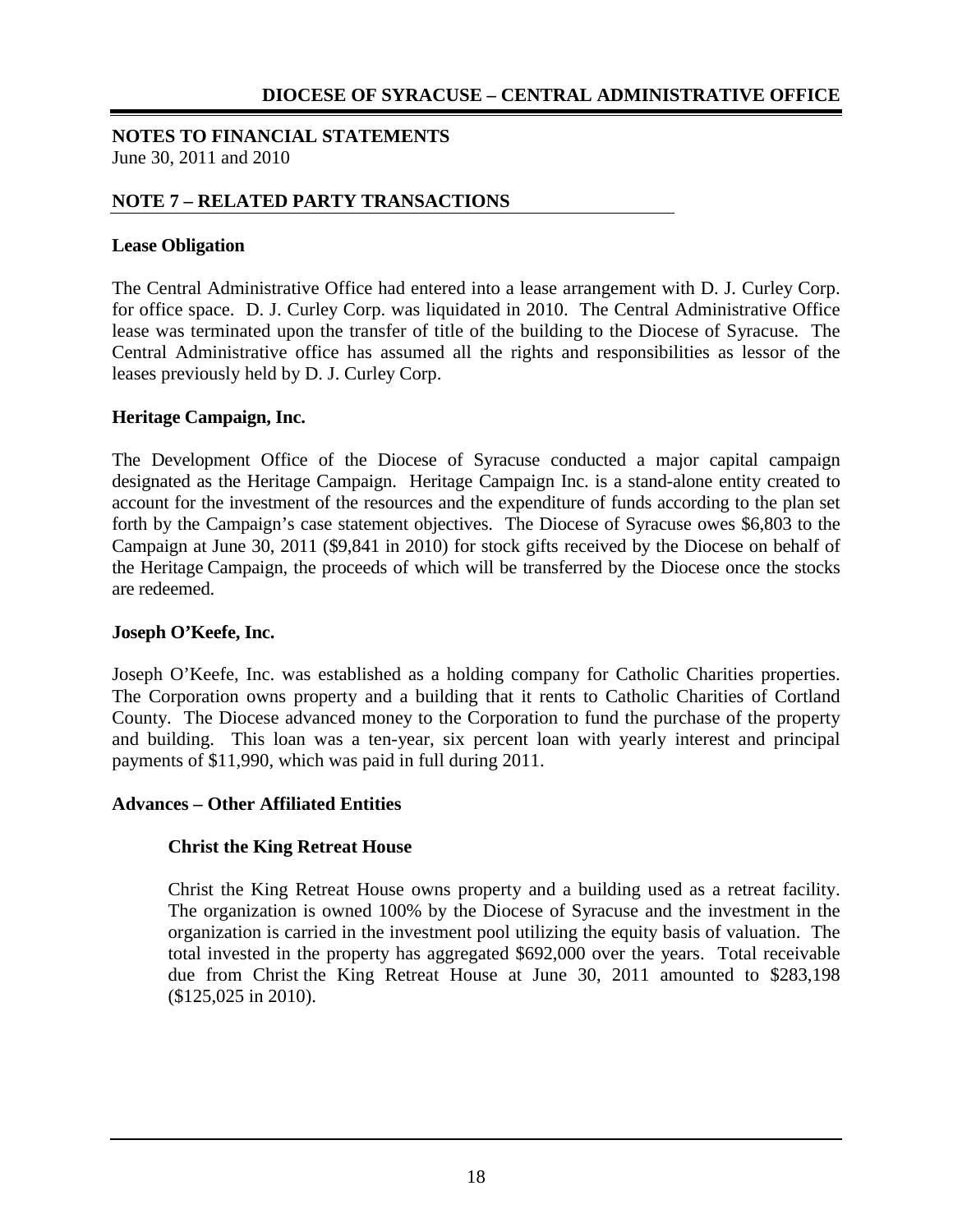## NOTES TO FINANCIAL STATEMENTS

June 30, 2011 and 2010

## NOTE 7 – RELATED PARTY TRANSACTIONS

### Lease Obligation

The Central Administrative Office had entered into a lease arrangement with D. J. Curley Corp. for office space. D. J. Curley Corp. was liquidated in 2010. The Central Administrative Office lease was terminated upon the transfer of title of the building to the Diocese of Syracuse. The Central Administrative office has assumed all the rights and responsibilities as lessor of the leases previously held by D. J. Curley Corp.

### Heritage Campaign, Inc.

The Development Office of the Diocese of Syracuse conducted a major capital campaign designated as the Heritage Campaign. Heritage Campaign Inc. is a stand-alone entity created to account for the investment of the resources and the expenditure of funds according to the plan set forth by the Campaign's case statement objectives. The Diocese of Syracuse owes $6,803 to the Campaign at June 30, 2011 ($9,841 in 2010) for stock gifts received by the Diocese on behalf of the Heritage Campaign, the proceeds of which will be transferred by the Diocese once the stocks are redeemed.

### Joseph O'Keefe, Inc.

Joseph O'Keefe, Inc. was established as a holding company for Catholic Charities properties. The Corporation owns property and a building that it rents to Catholic Charities of Cortland County. The Diocese advanced money to the Corporation to fund the purchase of the property and building. This loan was a ten-year, six percent loan with yearly interest and principal payments of $11,990, which was paid in full during 2011.

### Advances – Other Affiliated Entities

#### Christ the King Retreat House

Christ the King Retreat House owns property and a building used as a retreat facility. The organization is owned 100% by the Diocese of Syracuse and the investment in the organization is carried in the investment pool utilizing the equity basis of valuation. The total invested in the property has aggregated $692,000 over the years. Total receivable due from Christ the King Retreat House at June 30, 2011 amounted to $283,198 ($125,025 in 2010).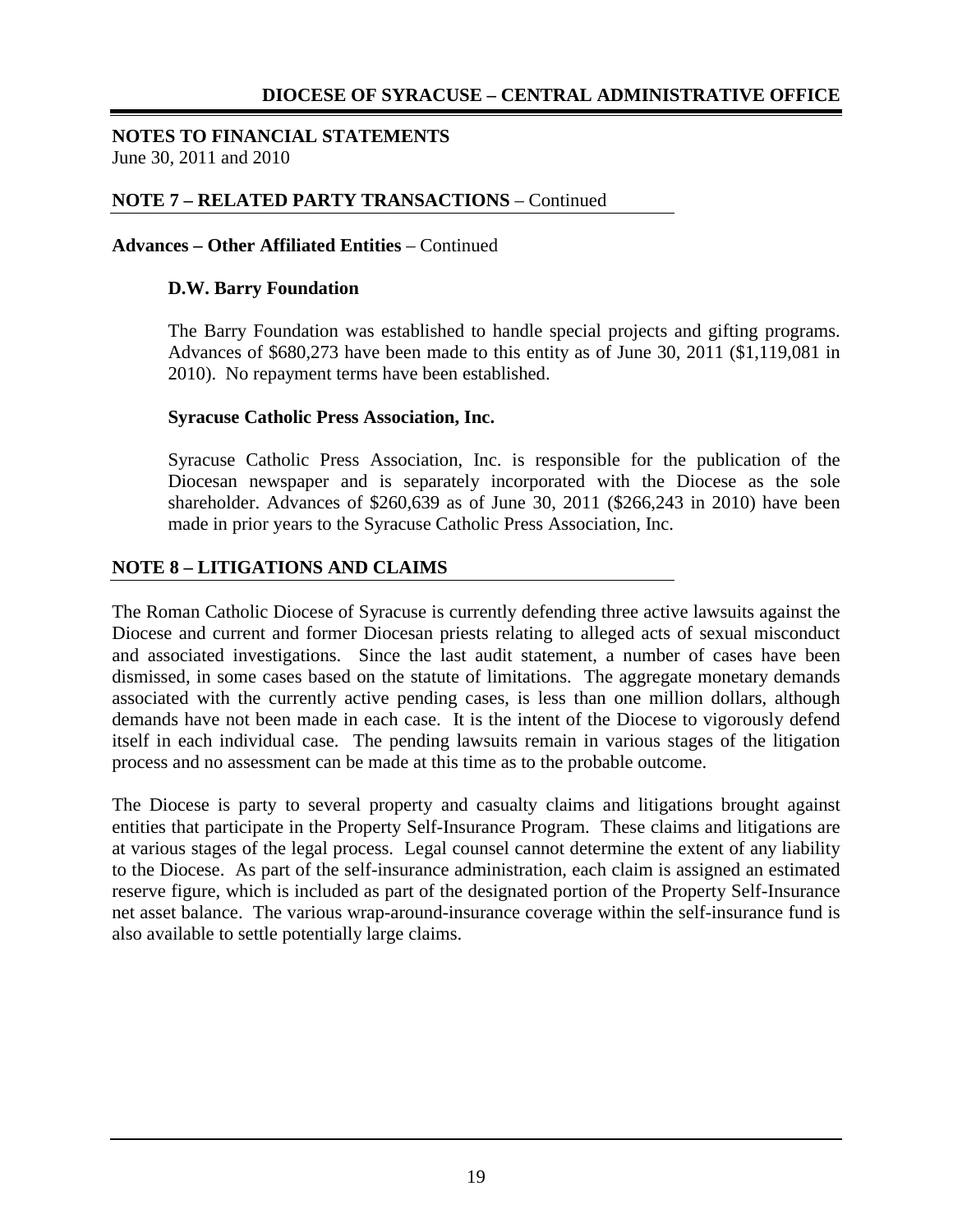## NOTES TO FINANCIAL STATEMENTS

June 30, 2011 and 2010

### NOTE 7 – RELATED PARTY TRANSACTIONS – Continued

**Advances – Other Affiliated Entities** – Continued

**D.W. Barry Foundation**

The Barry Foundation was established to handle special projects and gifting programs. Advances of $680,273 have been made to this entity as of June 30, 2011 ($1,119,081 in 2010). No repayment terms have been established.

**Syracuse Catholic Press Association, Inc.**

Syracuse Catholic Press Association, Inc. is responsible for the publication of the Diocesan newspaper and is separately incorporated with the Diocese as the sole shareholder. Advances of $260,639 as of June 30, 2011 ($266,243 in 2010) have been made in prior years to the Syracuse Catholic Press Association, Inc.

### NOTE 8 – LITIGATIONS AND CLAIMS

The Roman Catholic Diocese of Syracuse is currently defending three active lawsuits against the Diocese and current and former Diocesan priests relating to alleged acts of sexual misconduct and associated investigations. Since the last audit statement, a number of cases have been dismissed, in some cases based on the statute of limitations. The aggregate monetary demands associated with the currently active pending cases, is less than one million dollars, although demands have not been made in each case. It is the intent of the Diocese to vigorously defend itself in each individual case. The pending lawsuits remain in various stages of the litigation process and no assessment can be made at this time as to the probable outcome.

The Diocese is party to several property and casualty claims and litigations brought against entities that participate in the Property Self-Insurance Program. These claims and litigations are at various stages of the legal process. Legal counsel cannot determine the extent of any liability to the Diocese. As part of the self-insurance administration, each claim is assigned an estimated reserve figure, which is included as part of the designated portion of the Property Self-Insurance net asset balance. The various wrap-around-insurance coverage within the self-insurance fund is also available to settle potentially large claims.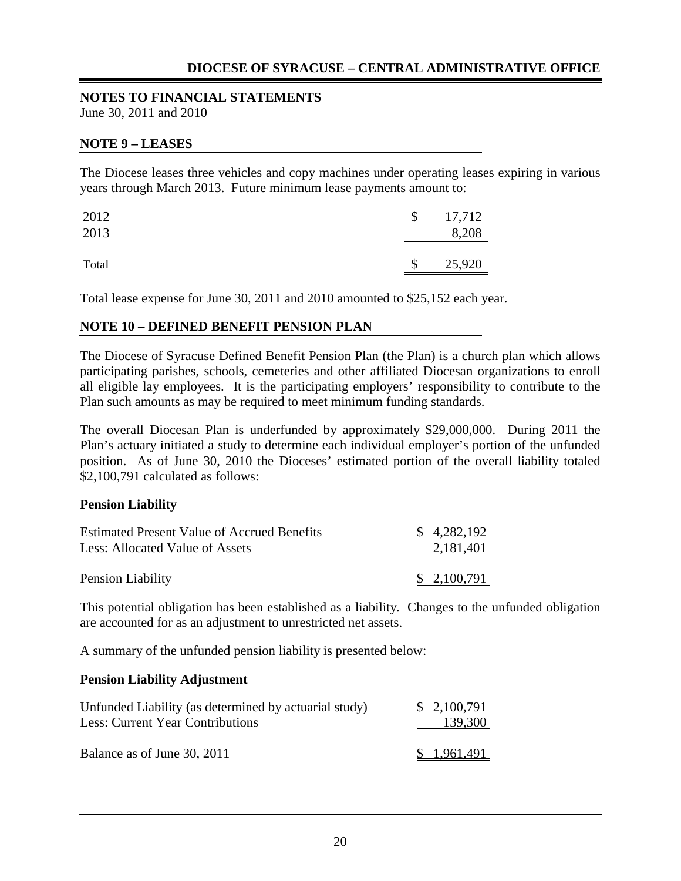**NOTES TO FINANCIAL STATEMENTS**
June 30, 2011 and 2010

## NOTE 9 – LEASES

The Diocese leases three vehicles and copy machines under operating leases expiring in various years through March 2013. Future minimum lease payments amount to:

| | |
|---|---|
| 2012 | $ 17,712 |
| 2013 | 8,208 |
| Total | $ 25,920 |

Total lease expense for June 30, 2011 and 2010 amounted to $25,152 each year.

## NOTE 10 – DEFINED BENEFIT PENSION PLAN

The Diocese of Syracuse Defined Benefit Pension Plan (the Plan) is a church plan which allows participating parishes, schools, cemeteries and other affiliated Diocesan organizations to enroll all eligible lay employees. It is the participating employers' responsibility to contribute to the Plan such amounts as may be required to meet minimum funding standards.

The overall Diocesan Plan is underfunded by approximately $29,000,000. During 2011 the Plan's actuary initiated a study to determine each individual employer's portion of the unfunded position. As of June 30, 2010 the Dioceses' estimated portion of the overall liability totaled $2,100,791 calculated as follows:

**Pension Liability**

| | |
|---|---|
| Estimated Present Value of Accrued Benefits | $ 4,282,192 |
| Less: Allocated Value of Assets | 2,181,401 |
| Pension Liability | $ 2,100,791 |

This potential obligation has been established as a liability. Changes to the unfunded obligation are accounted for as an adjustment to unrestricted net assets.

A summary of the unfunded pension liability is presented below:

**Pension Liability Adjustment**

| | |
|---|---|
| Unfunded Liability (as determined by actuarial study) | $ 2,100,791 |
| Less: Current Year Contributions | 139,300 |
| Balance as of June 30, 2011 | $ 1,961,491 |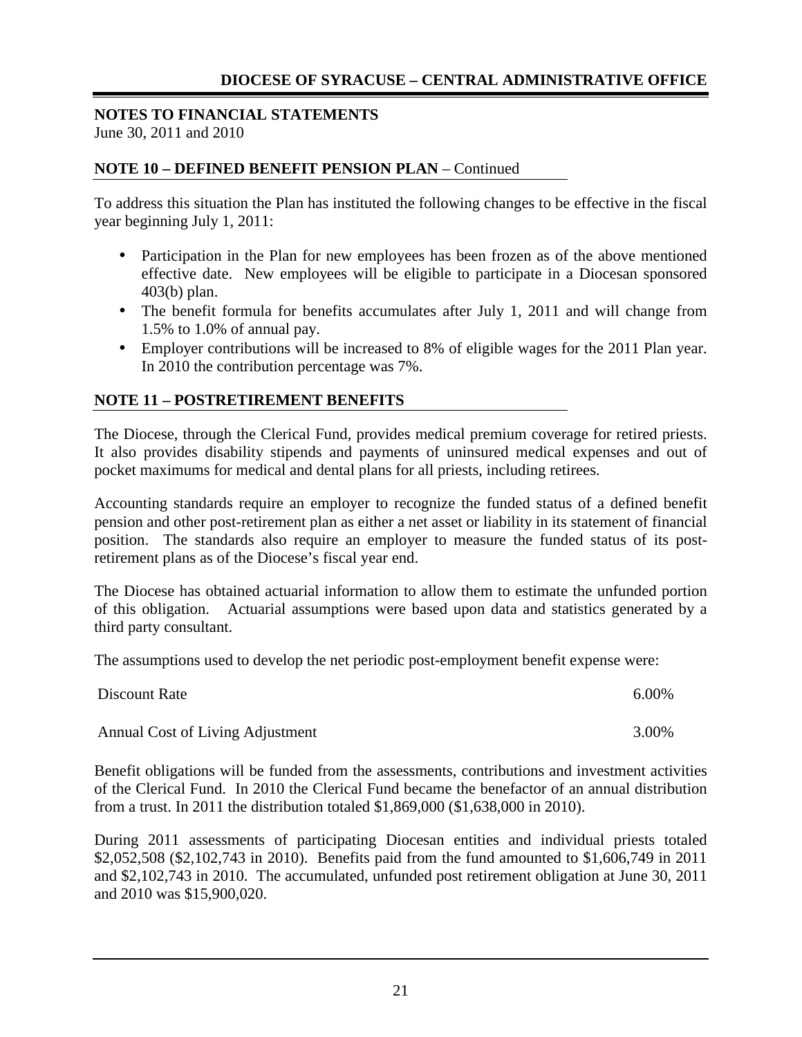**NOTES TO FINANCIAL STATEMENTS**
June 30, 2011 and 2010

**NOTE 10 – DEFINED BENEFIT PENSION PLAN** – Continued

To address this situation the Plan has instituted the following changes to be effective in the fiscal year beginning July 1, 2011:

- Participation in the Plan for new employees has been frozen as of the above mentioned effective date. New employees will be eligible to participate in a Diocesan sponsored 403(b) plan.
- The benefit formula for benefits accumulates after July 1, 2011 and will change from 1.5% to 1.0% of annual pay.
- Employer contributions will be increased to 8% of eligible wages for the 2011 Plan year. In 2010 the contribution percentage was 7%.

**NOTE 11 – POSTRETIREMENT BENEFITS**

The Diocese, through the Clerical Fund, provides medical premium coverage for retired priests. It also provides disability stipends and payments of uninsured medical expenses and out of pocket maximums for medical and dental plans for all priests, including retirees.

Accounting standards require an employer to recognize the funded status of a defined benefit pension and other post-retirement plan as either a net asset or liability in its statement of financial position. The standards also require an employer to measure the funded status of its post-retirement plans as of the Diocese's fiscal year end.

The Diocese has obtained actuarial information to allow them to estimate the unfunded portion of this obligation. Actuarial assumptions were based upon data and statistics generated by a third party consultant.

The assumptions used to develop the net periodic post-employment benefit expense were:

| | |
|---|---|
| Discount Rate | 6.00% |
| Annual Cost of Living Adjustment | 3.00% |

Benefit obligations will be funded from the assessments, contributions and investment activities of the Clerical Fund. In 2010 the Clerical Fund became the benefactor of an annual distribution from a trust. In 2011 the distribution totaled $1,869,000 ($1,638,000 in 2010).

During 2011 assessments of participating Diocesan entities and individual priests totaled $2,052,508 ($2,102,743 in 2010). Benefits paid from the fund amounted to $1,606,749 in 2011 and $2,102,743 in 2010. The accumulated, unfunded post retirement obligation at June 30, 2011 and 2010 was $15,900,020.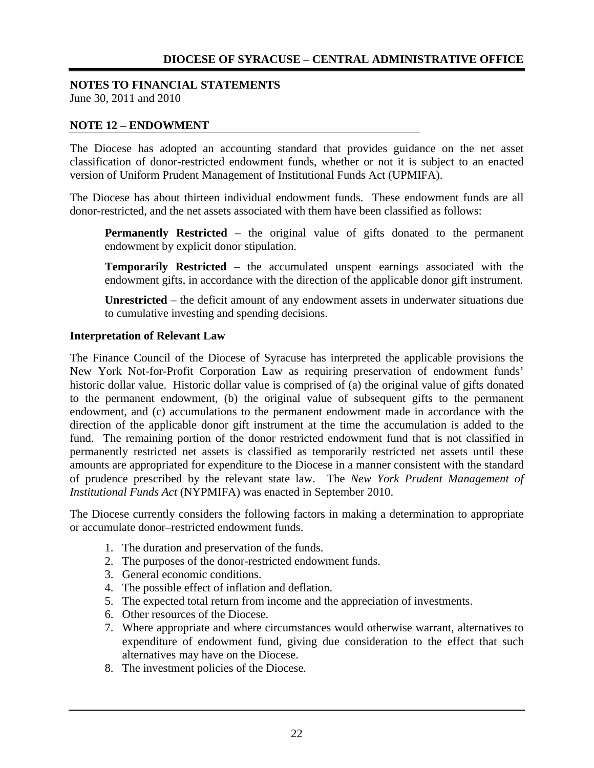## NOTES TO FINANCIAL STATEMENTS

June 30, 2011 and 2010

### NOTE 12 – ENDOWMENT

The Diocese has adopted an accounting standard that provides guidance on the net asset classification of donor-restricted endowment funds, whether or not it is subject to an enacted version of Uniform Prudent Management of Institutional Funds Act (UPMIFA).

The Diocese has about thirteen individual endowment funds. These endowment funds are all donor-restricted, and the net assets associated with them have been classified as follows:

> **Permanently Restricted** – the original value of gifts donated to the permanent endowment by explicit donor stipulation.
>
> **Temporarily Restricted** – the accumulated unspent earnings associated with the endowment gifts, in accordance with the direction of the applicable donor gift instrument.
>
> **Unrestricted** – the deficit amount of any endowment assets in underwater situations due to cumulative investing and spending decisions.

**Interpretation of Relevant Law**

The Finance Council of the Diocese of Syracuse has interpreted the applicable provisions the New York Not-for-Profit Corporation Law as requiring preservation of endowment funds' historic dollar value. Historic dollar value is comprised of (a) the original value of gifts donated to the permanent endowment, (b) the original value of subsequent gifts to the permanent endowment, and (c) accumulations to the permanent endowment made in accordance with the direction of the applicable donor gift instrument at the time the accumulation is added to the fund. The remaining portion of the donor restricted endowment fund that is not classified in permanently restricted net assets is classified as temporarily restricted net assets until these amounts are appropriated for expenditure to the Diocese in a manner consistent with the standard of prudence prescribed by the relevant state law. The *New York Prudent Management of Institutional Funds Act* (NYPMIFA) was enacted in September 2010.

The Diocese currently considers the following factors in making a determination to appropriate or accumulate donor–restricted endowment funds.

1. The duration and preservation of the funds.
2. The purposes of the donor-restricted endowment funds.
3. General economic conditions.
4. The possible effect of inflation and deflation.
5. The expected total return from income and the appreciation of investments.
6. Other resources of the Diocese.
7. Where appropriate and where circumstances would otherwise warrant, alternatives to expenditure of endowment fund, giving due consideration to the effect that such alternatives may have on the Diocese.
8. The investment policies of the Diocese.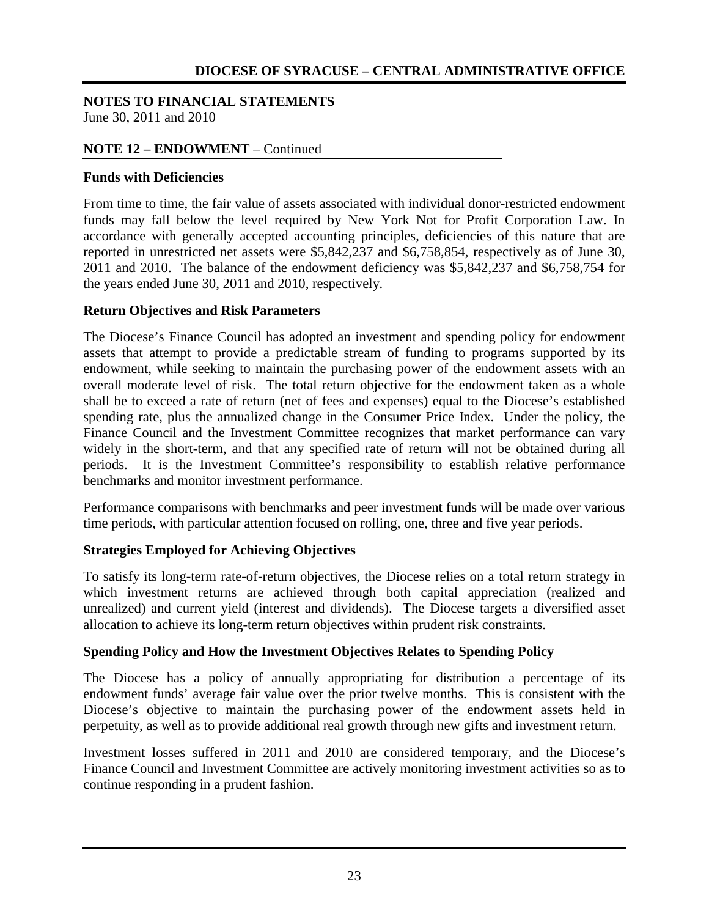**NOTES TO FINANCIAL STATEMENTS**
June 30, 2011 and 2010

**NOTE 12 – ENDOWMENT** – Continued

**Funds with Deficiencies**

From time to time, the fair value of assets associated with individual donor-restricted endowment funds may fall below the level required by New York Not for Profit Corporation Law. In accordance with generally accepted accounting principles, deficiencies of this nature that are reported in unrestricted net assets were \$5,842,237 and \$6,758,854, respectively as of June 30, 2011 and 2010. The balance of the endowment deficiency was \$5,842,237 and \$6,758,754 for the years ended June 30, 2011 and 2010, respectively.

**Return Objectives and Risk Parameters**

The Diocese's Finance Council has adopted an investment and spending policy for endowment assets that attempt to provide a predictable stream of funding to programs supported by its endowment, while seeking to maintain the purchasing power of the endowment assets with an overall moderate level of risk. The total return objective for the endowment taken as a whole shall be to exceed a rate of return (net of fees and expenses) equal to the Diocese's established spending rate, plus the annualized change in the Consumer Price Index. Under the policy, the Finance Council and the Investment Committee recognizes that market performance can vary widely in the short-term, and that any specified rate of return will not be obtained during all periods. It is the Investment Committee's responsibility to establish relative performance benchmarks and monitor investment performance.

Performance comparisons with benchmarks and peer investment funds will be made over various time periods, with particular attention focused on rolling, one, three and five year periods.

**Strategies Employed for Achieving Objectives**

To satisfy its long-term rate-of-return objectives, the Diocese relies on a total return strategy in which investment returns are achieved through both capital appreciation (realized and unrealized) and current yield (interest and dividends). The Diocese targets a diversified asset allocation to achieve its long-term return objectives within prudent risk constraints.

**Spending Policy and How the Investment Objectives Relates to Spending Policy**

The Diocese has a policy of annually appropriating for distribution a percentage of its endowment funds' average fair value over the prior twelve months. This is consistent with the Diocese's objective to maintain the purchasing power of the endowment assets held in perpetuity, as well as to provide additional real growth through new gifts and investment return.

Investment losses suffered in 2011 and 2010 are considered temporary, and the Diocese's Finance Council and Investment Committee are actively monitoring investment activities so as to continue responding in a prudent fashion.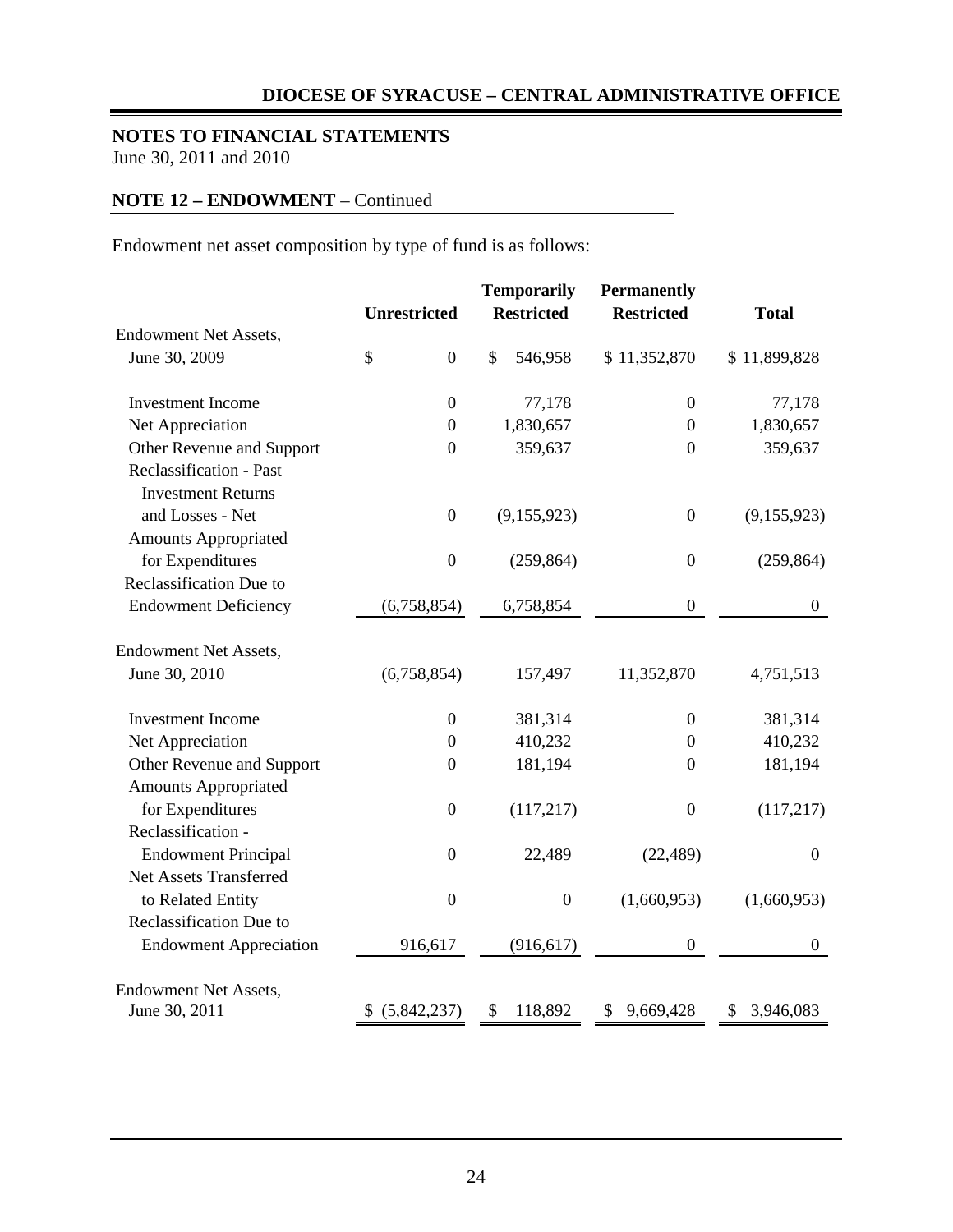**NOTES TO FINANCIAL STATEMENTS**
June 30, 2011 and 2010

**NOTE 12 – ENDOWMENT** – Continued

Endowment net asset composition by type of fund is as follows:

| | Unrestricted | Temporarily Restricted | Permanently Restricted | Total |
|---|---|---|---|---|
| Endowment Net Assets, June 30, 2009 | $ 0 | $ 546,958 | $ 11,352,870 | $ 11,899,828 |
| Investment Income | 0 | 77,178 | 0 | 77,178 |
| Net Appreciation | 0 | 1,830,657 | 0 | 1,830,657 |
| Other Revenue and Support | 0 | 359,637 | 0 | 359,637 |
| Reclassification - Past Investment Returns and Losses - Net | 0 | (9,155,923) | 0 | (9,155,923) |
| Amounts Appropriated for Expenditures | 0 | (259,864) | 0 | (259,864) |
| Reclassification Due to Endowment Deficiency | (6,758,854) | 6,758,854 | 0 | 0 |
| Endowment Net Assets, June 30, 2010 | (6,758,854) | 157,497 | 11,352,870 | 4,751,513 |
| Investment Income | 0 | 381,314 | 0 | 381,314 |
| Net Appreciation | 0 | 410,232 | 0 | 410,232 |
| Other Revenue and Support | 0 | 181,194 | 0 | 181,194 |
| Amounts Appropriated for Expenditures | 0 | (117,217) | 0 | (117,217) |
| Reclassification - Endowment Principal | 0 | 22,489 | (22,489) | 0 |
| Net Assets Transferred to Related Entity | 0 | 0 | (1,660,953) | (1,660,953) |
| Reclassification Due to Endowment Appreciation | 916,617 | (916,617) | 0 | 0 |
| Endowment Net Assets, June 30, 2011 | $ (5,842,237) | $ 118,892 | $ 9,669,428 | $ 3,946,083 |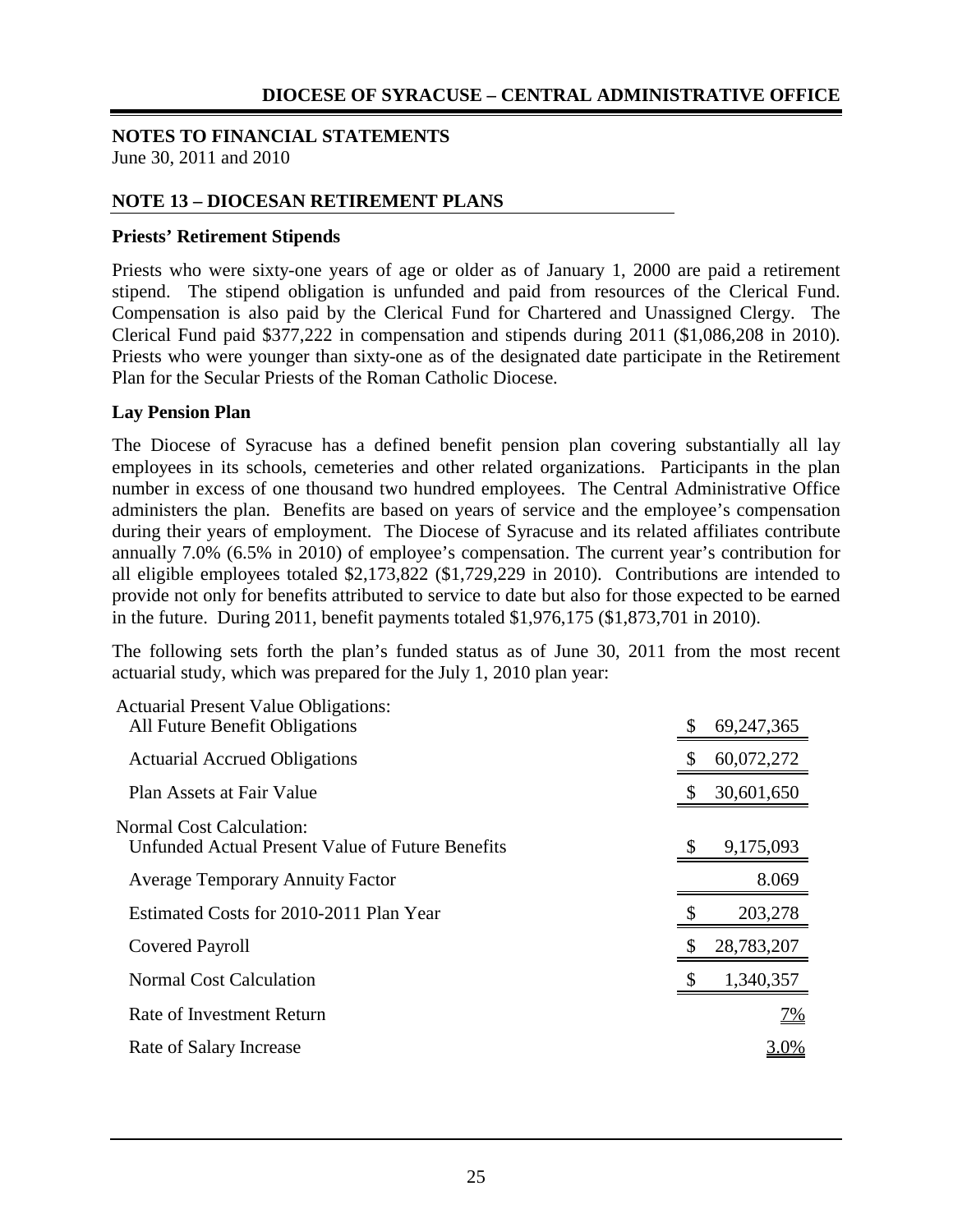**NOTES TO FINANCIAL STATEMENTS**
June 30, 2011 and 2010

## NOTE 13 – DIOCESAN RETIREMENT PLANS

### Priests' Retirement Stipends

Priests who were sixty-one years of age or older as of January 1, 2000 are paid a retirement stipend. The stipend obligation is unfunded and paid from resources of the Clerical Fund. Compensation is also paid by the Clerical Fund for Chartered and Unassigned Clergy. The Clerical Fund paid $377,222 in compensation and stipends during 2011 ($1,086,208 in 2010). Priests who were younger than sixty-one as of the designated date participate in the Retirement Plan for the Secular Priests of the Roman Catholic Diocese.

### Lay Pension Plan

The Diocese of Syracuse has a defined benefit pension plan covering substantially all lay employees in its schools, cemeteries and other related organizations. Participants in the plan number in excess of one thousand two hundred employees. The Central Administrative Office administers the plan. Benefits are based on years of service and the employee's compensation during their years of employment. The Diocese of Syracuse and its related affiliates contribute annually 7.0% (6.5% in 2010) of employee's compensation. The current year's contribution for all eligible employees totaled $2,173,822 ($1,729,229 in 2010). Contributions are intended to provide not only for benefits attributed to service to date but also for those expected to be earned in the future. During 2011, benefit payments totaled $1,976,175 ($1,873,701 in 2010).

The following sets forth the plan's funded status as of June 30, 2011 from the most recent actuarial study, which was prepared for the July 1, 2010 plan year:

| | |
|---|---|
| Actuarial Present Value Obligations: | |
| All Future Benefit Obligations | $ 69,247,365 |
| Actuarial Accrued Obligations | $ 60,072,272 |
| Plan Assets at Fair Value | $ 30,601,650 |
| Normal Cost Calculation: | |
| Unfunded Actual Present Value of Future Benefits | $ 9,175,093 |
| Average Temporary Annuity Factor | 8.069 |
| Estimated Costs for 2010-2011 Plan Year | $ 203,278 |
| Covered Payroll | $ 28,783,207 |
| Normal Cost Calculation | $ 1,340,357 |
| Rate of Investment Return | 7% |
| Rate of Salary Increase | 3.0% |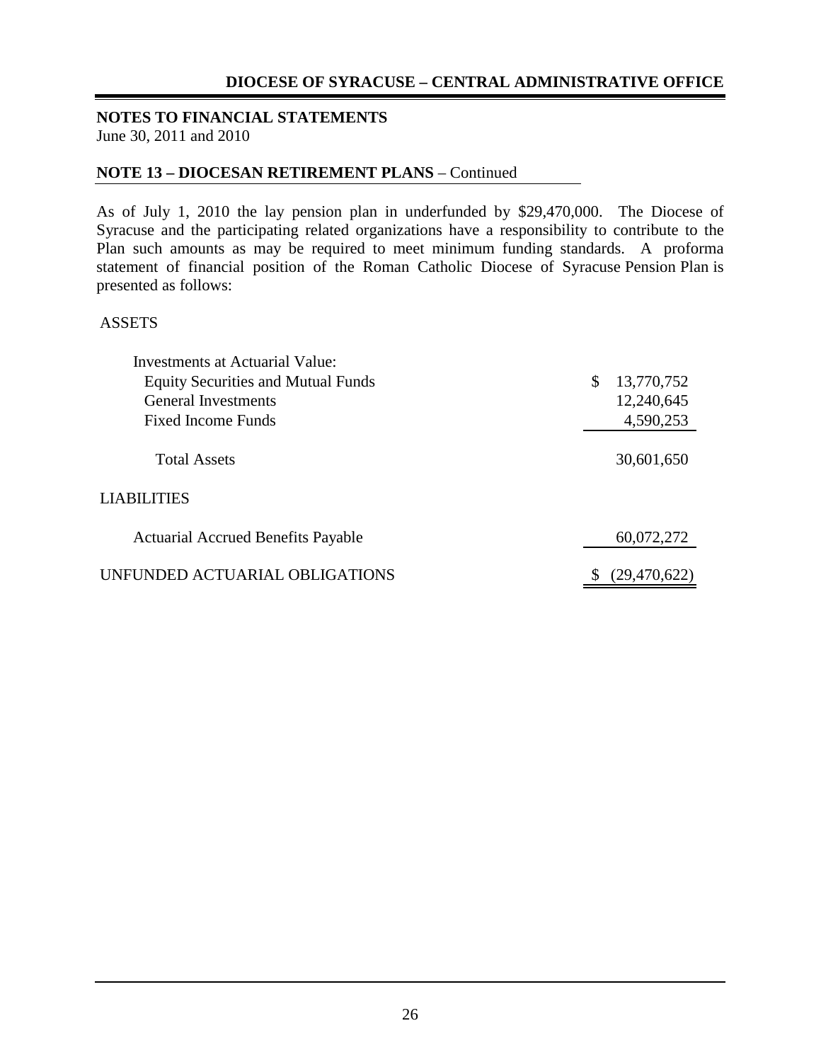**NOTES TO FINANCIAL STATEMENTS**
June 30, 2011 and 2010

**NOTE 13 – DIOCESAN RETIREMENT PLANS** – Continued

As of July 1, 2010 the lay pension plan in underfunded by $29,470,000. The Diocese of Syracuse and the participating related organizations have a responsibility to contribute to the Plan such amounts as may be required to meet minimum funding standards. A proforma statement of financial position of the Roman Catholic Diocese of Syracuse Pension Plan is presented as follows:

| | |
|---|---|
| ASSETS | |
| Investments at Actuarial Value: | |
| Equity Securities and Mutual Funds | $ 13,770,752 |
| General Investments | 12,240,645 |
| Fixed Income Funds | 4,590,253 |
| Total Assets | 30,601,650 |
| LIABILITIES | |
| Actuarial Accrued Benefits Payable | 60,072,272 |
| UNFUNDED ACTUARIAL OBLIGATIONS | $ (29,470,622) |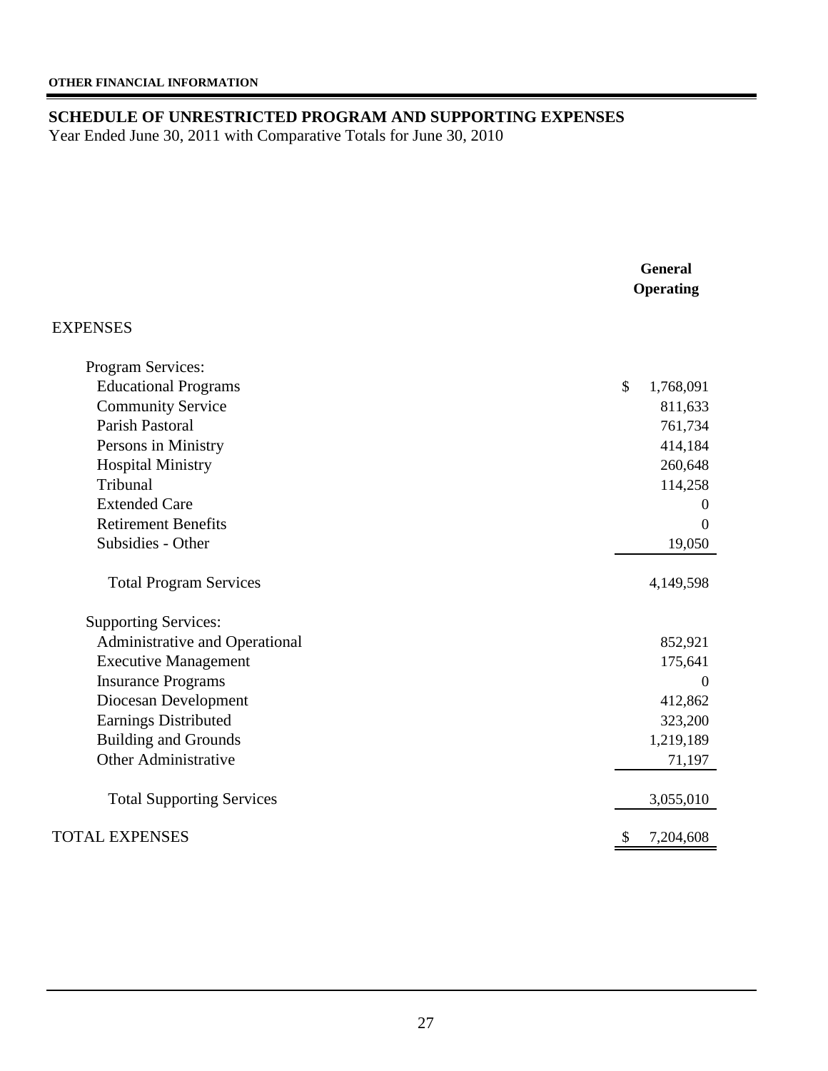**OTHER FINANCIAL INFORMATION**

## SCHEDULE OF UNRESTRICTED PROGRAM AND SUPPORTING EXPENSES

Year Ended June 30, 2011 with Comparative Totals for June 30, 2010

| | General Operating |
|---|---|
| **EXPENSES** | |
| Program Services: | |
| Educational Programs | $ 1,768,091 |
| Community Service | 811,633 |
| Parish Pastoral | 761,734 |
| Persons in Ministry | 414,184 |
| Hospital Ministry | 260,648 |
| Tribunal | 114,258 |
| Extended Care | 0 |
| Retirement Benefits | 0 |
| Subsidies - Other | 19,050 |
| Total Program Services | 4,149,598 |
| Supporting Services: | |
| Administrative and Operational | 852,921 |
| Executive Management | 175,641 |
| Insurance Programs | 0 |
| Diocesan Development | 412,862 |
| Earnings Distributed | 323,200 |
| Building and Grounds | 1,219,189 |
| Other Administrative | 71,197 |
| Total Supporting Services | 3,055,010 |
| TOTAL EXPENSES | $ 7,204,608 |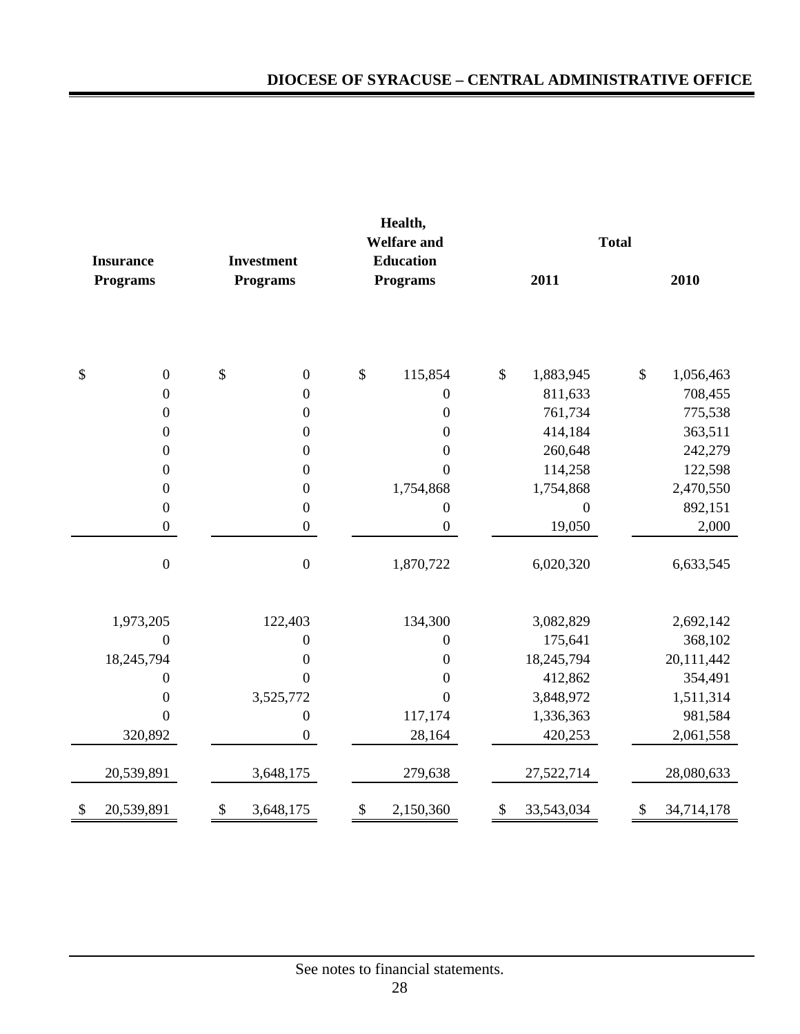| Insurance Programs | Investment Programs | Health, Welfare and Education Programs | Total 2011 | Total 2010 |
|---|---|---|---|---|
| $ 0 | $ 0 | $ 115,854 | $ 1,883,945 | $ 1,056,463 |
| 0 | 0 | 0 | 811,633 | 708,455 |
| 0 | 0 | 0 | 761,734 | 775,538 |
| 0 | 0 | 0 | 414,184 | 363,511 |
| 0 | 0 | 0 | 260,648 | 242,279 |
| 0 | 0 | 0 | 114,258 | 122,598 |
| 0 | 0 | 1,754,868 | 1,754,868 | 2,470,550 |
| 0 | 0 | 0 | 0 | 892,151 |
| 0 | 0 | 0 | 19,050 | 2,000 |
| 0 | 0 | 1,870,722 | 6,020,320 | 6,633,545 |
| 1,973,205 | 122,403 | 134,300 | 3,082,829 | 2,692,142 |
| 0 | 0 | 0 | 175,641 | 368,102 |
| 18,245,794 | 0 | 0 | 18,245,794 | 20,111,442 |
| 0 | 0 | 0 | 412,862 | 354,491 |
| 0 | 3,525,772 | 0 | 3,848,972 | 1,511,314 |
| 0 | 0 | 117,174 | 1,336,363 | 981,584 |
| 320,892 | 0 | 28,164 | 420,253 | 2,061,558 |
| 20,539,891 | 3,648,175 | 279,638 | 27,522,714 | 28,080,633 |
| $ 20,539,891 | $ 3,648,175 | $ 2,150,360 | $ 33,543,034 | $ 34,714,178 |

See notes to financial statements.